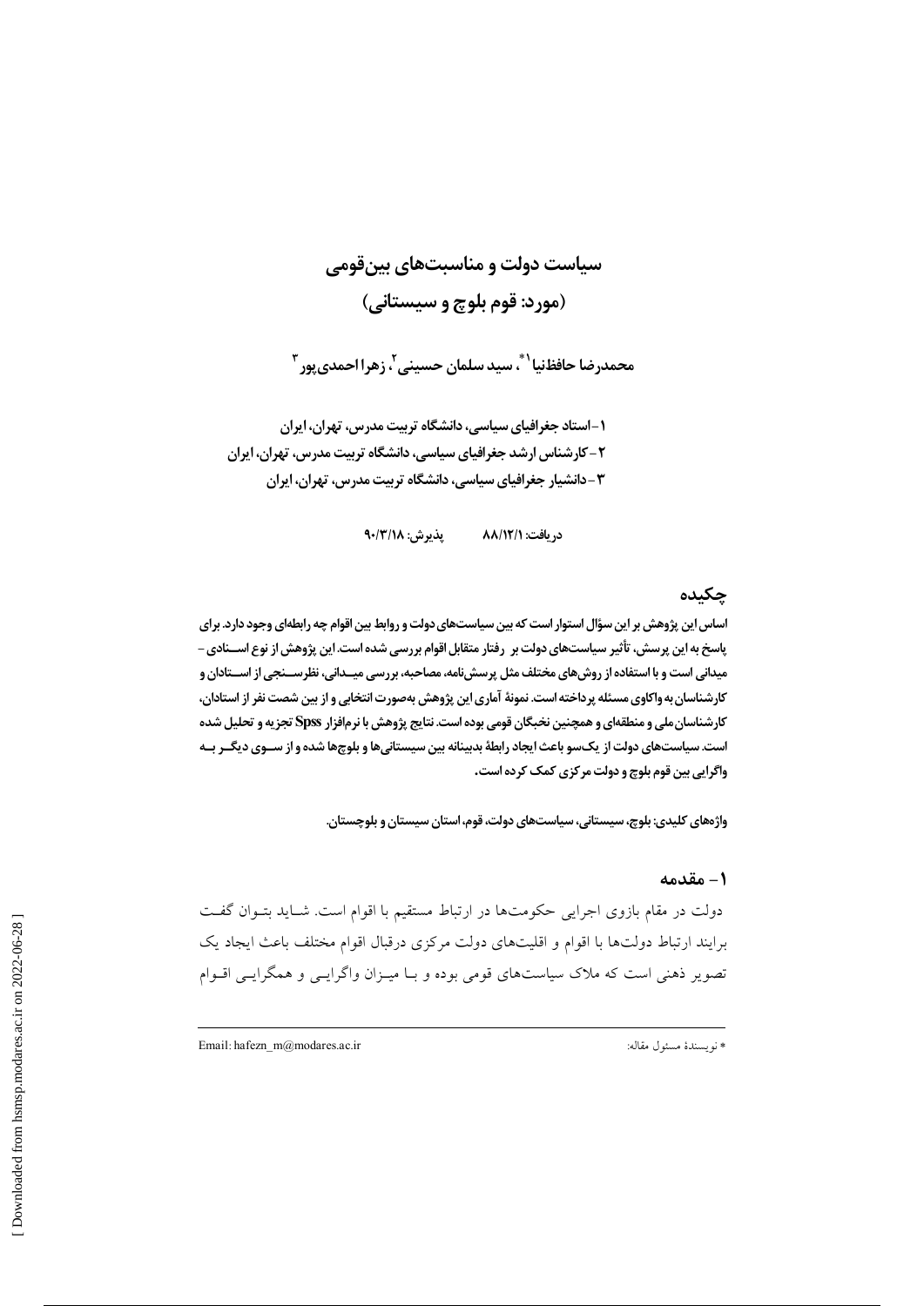# سیاست دولت و مناسبت‌های بین‌قومی
## (مورد: قوم بلوچ و سیستانی)

**محمدرضا حافظ‌نیا[1]*، سید سلمان حسینی[2]، زهرا احمدی‌پور[3]**

۱-استاد جغرافیای سیاسی، دانشگاه تربیت مدرس، تهران، ایران
۲-کارشناس ارشد جغرافیای سیاسی، دانشگاه تربیت مدرس، تهران، ایران
۳-دانشیار جغرافیای سیاسی، دانشگاه تربیت مدرس، تهران، ایران

دریافت: ۸۸/۱۲/۱ &nbsp;&nbsp;&nbsp;&nbsp; پذیرش: ۹۰/۳/۱۸

## چکیده

**اساس این پژوهش بر این سؤال استوار است که بین سیاست‌های دولت و روابط بین اقوام چه رابطه‌ای وجود دارد. برای پاسخ به این پرسش، تأثیر سیاست‌های دولت بر رفتار متقابل اقوام بررسی شده است. این پژوهش از نوع اسنادی - میدانی است و با استفاده از روش‌های مختلف مثل پرسش‌نامه، مصاحبه، بررسی میدانی، نظرسنجی از استادان و کارشناسان به واکاوی مسئله پرداخته است. نمونهٔ آماری این پژوهش به‌صورت انتخابی و از بین شصت نفر از استادان، کارشناسان ملی و منطقه‌ای و همچنین نخبگان قومی بوده است. نتایج پژوهش با نرم‌افزار Spss تجزیه و تحلیل شده است. سیاست‌های دولت از یک‌سو باعث ایجاد رابطهٔ بدبینانه بین سیستانی‌ها و بلوچ‌ها شده و از سوی دیگر به واگرایی بین قوم بلوچ و دولت مرکزی کمک کرده است.**

**واژه‌های کلیدی:** بلوچ، سیستانی، سیاست‌های دولت، قوم، استان سیستان و بلوچستان.

## ۱- مقدمه

دولت در مقام بازوی اجرایی حکومت‌ها در ارتباط مستقیم با اقوام است. شاید بتوان گفت برایند ارتباط دولت‌ها با اقوام و اقلیت‌های دولت مرکزی درقبال اقوام مختلف باعث ایجاد یک تصویر ذهنی است که ملاک سیاست‌های قومی بوده و با میزان واگرایی و همگرایی اقوام

---

* نویسندهٔ مسئول مقاله: Email: hafezn_m@modares.ac.ir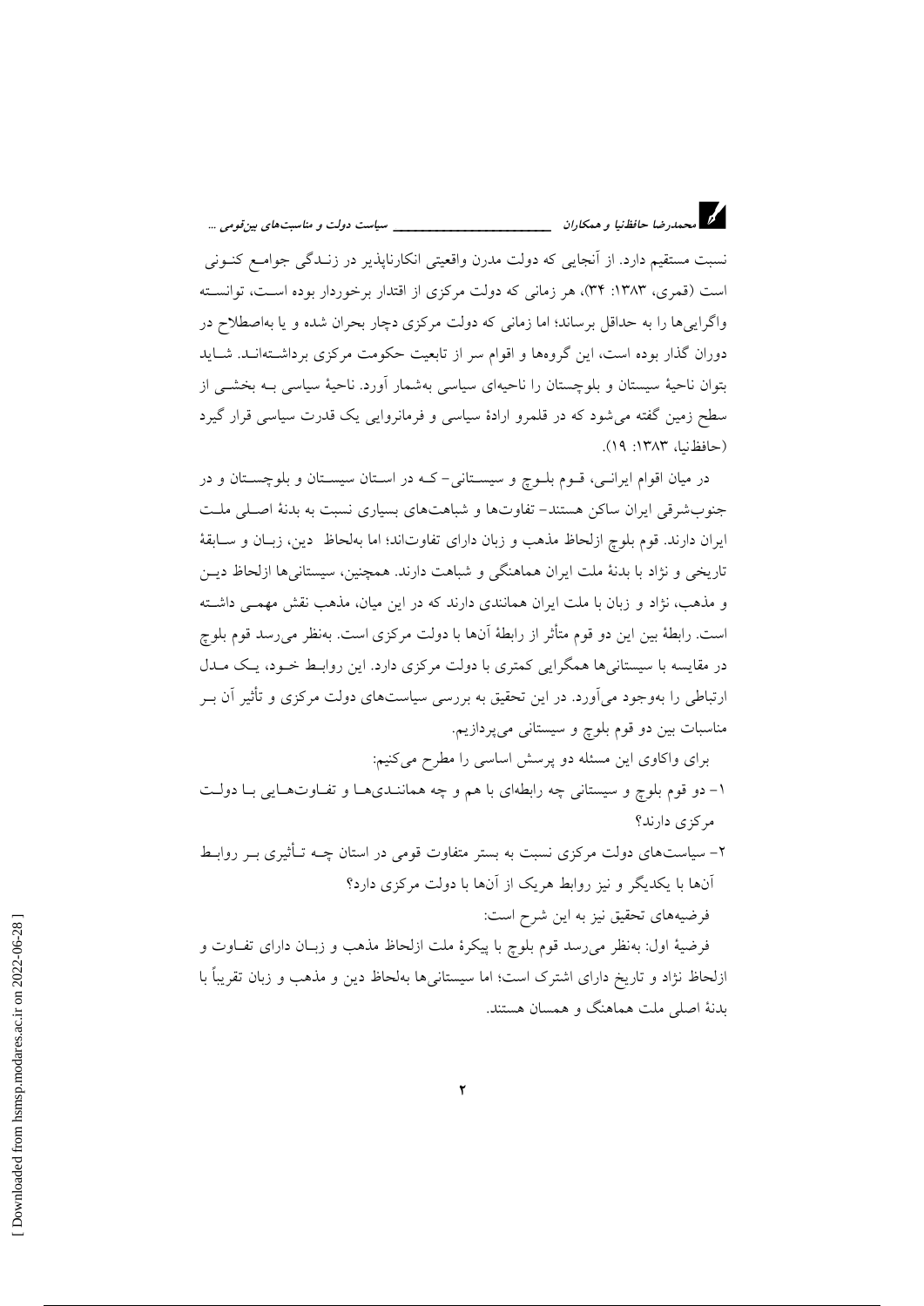نسبت مستقیم دارد. از آنجایی که دولت مدرن واقعیتی انکارناپذیر در زنـدگی جوامـع کنـونی است (قمری، ۱۳۸۳: ۳۴)، هر زمانی که دولت مرکزی از اقتدار برخوردار بوده اسـت، توانسـته واگرایی‌ها را به حداقل برساند؛ اما زمانی که دولت مرکزی دچار بحران شده و یا به‌اصطلاح در دوران گذار بوده است، این گروه‌ها و اقوام سر از تابعیت حکومت مرکزی برداشـته‌انـد. شـاید بتوان ناحیهٔ سیستان و بلوچستان را ناحیه‌ای سیاسی به‌شمار آورد. ناحیهٔ سیاسی بـه بخشـی از سطح زمین گفته می‌شود که در قلمرو ارادهٔ سیاسی و فرمانروایی یک قدرت سیاسی قرار گیرد (حافظ‌نیا، ۱۳۸۳: ۱۹).

در میان اقوام ایرانـی، قـوم بلـوچ و سیسـتانی- کـه در اسـتان سیسـتان و بلوچسـتان و در جنوب‌شرقی ایران ساکن هستند- تفاوت‌ها و شباهت‌های بسیاری نسبت به بدنهٔ اصـلی ملـت ایران دارند. قوم بلوچ ازلحاظ مذهب و زبان دارای تفاوت‌اند؛ اما به‌لحاظ دین، زبـان و سـابقهٔ تاریخی و نژاد با بدنهٔ ملت ایران هماهنگی و شباهت دارند. همچنین، سیستانی‌ها ازلحاظ دیـن و مذهب، نژاد و زبان با ملت ایران همانندی دارند که در این میان، مذهب نقش مهمـی داشـته است. رابطهٔ بین این دو قوم متأثر از رابطهٔ آن‌ها با دولت مرکزی است. به‌نظر می‌رسد قوم بلوچ در مقایسه با سیستانی‌ها همگرایی کمتری با دولت مرکزی دارد. این روابـط خـود، یـک مـدل ارتباطی را به‌وجود می‌آورد. در این تحقیق به بررسی سیاست‌های دولت مرکزی و تأثیر آن بـر مناسبات بین دو قوم بلوچ و سیستانی می‌پردازیم.

برای واکاوی این مسئله دو پرسش اساسی را مطرح می‌کنیم:

۱- دو قوم بلوچ و سیستانی چه رابطه‌ای با هم و چه همانندی‌ها و تفاوت‌هایی با دولت مرکزی دارند؟

۲- سیاست‌های دولت مرکزی نسبت به بستر متفاوت قومی در استان چـه تـأثیری بـر روابـط آن‌ها با یکدیگر و نیز روابط هریک از آن‌ها با دولت مرکزی دارد؟

فرضیه‌های تحقیق نیز به این شرح است:

فرضیهٔ اول: به‌نظر می‌رسد قوم بلوچ با پیکرهٔ ملت ازلحاظ مذهب و زبـان دارای تفـاوت و ازلحاظ نژاد و تاریخ دارای اشترک است؛ اما سیستانی‌ها به‌لحاظ دین و مذهب و زبان تقریباً با بدنهٔ اصلی ملت هماهنگ و همسان هستند.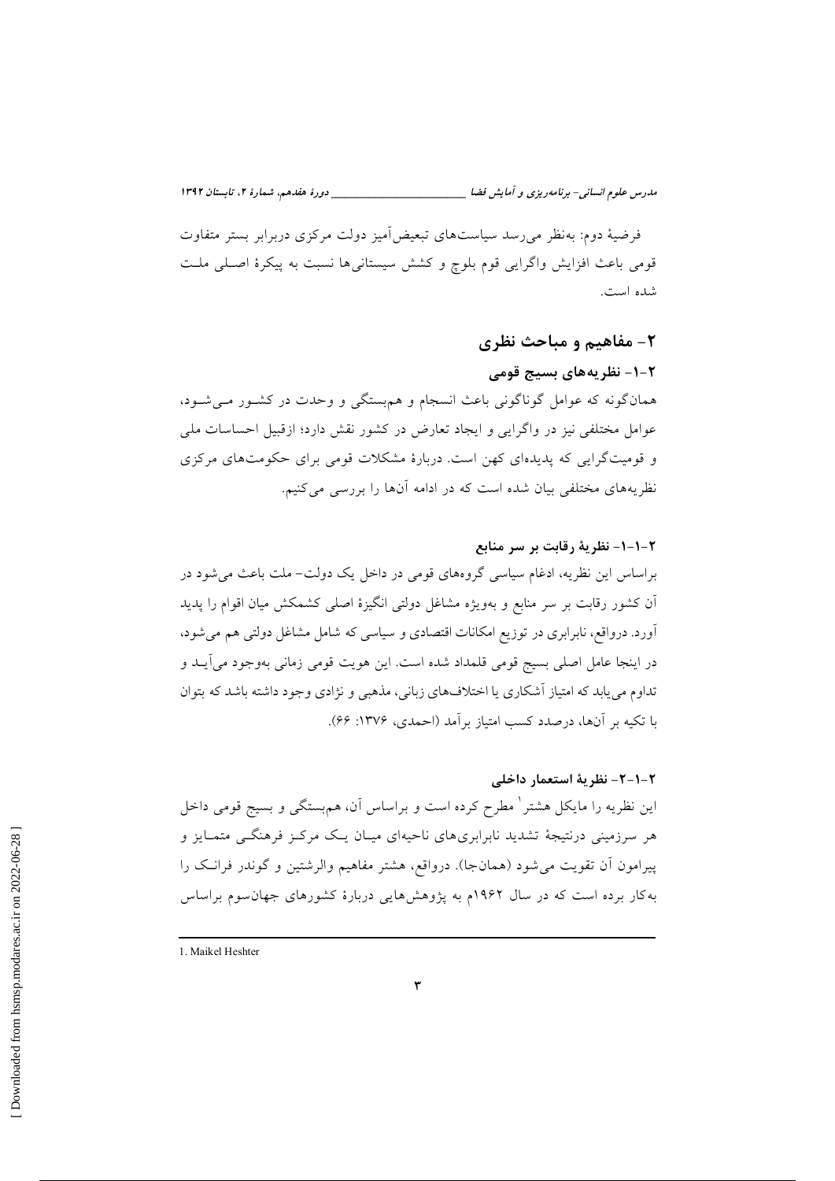فرضیهٔ دوم: به‌نظر می‌رسد سیاست‌های تبعیض‌آمیز دولت مرکزی دربرابر بستر متفاوت قومی باعث افزایش واگرایی قوم بلوچ و کشش سیستانی‌ها نسبت به پیکرهٔ اصلی ملت شده است.

## ۲- مفاهیم و مباحث نظری

### ۲-۱- نظریه‌های بسیج قومی

همان‌گونه که عوامل گوناگونی باعث انسجام و هم‌بستگی و وحدت در کشور می‌شود، عوامل مختلفی نیز در واگرایی و ایجاد تعارض در کشور نقش دارد؛ ازقبیل احساسات ملی و قومیت‌گرایی که پدیده‌ای کهن است. دربارهٔ مشکلات قومی برای حکومت‌های مرکزی نظریه‌های مختلفی بیان شده است که در ادامه آن‌ها را بررسی می‌کنیم.

#### ۲-۱-۱- نظریهٔ رقابت بر سر منابع

براساس این نظریه، ادغام سیاسی گروه‌های قومی در داخل یک دولت- ملت باعث می‌شود در آن کشور رقابت بر سر منابع و به‌ویژه مشاغل دولتی انگیزهٔ اصلی کشمکش میان اقوام را پدید آورد. درواقع، نابرابری در توزیع امکانات اقتصادی و سیاسی که شامل مشاغل دولتی هم می‌شود، در اینجا عامل اصلی بسیج قومی قلمداد شده است. این هویت قومی زمانی به‌وجود می‌آید و تداوم می‌یابد که امتیاز آشکاری یا اختلاف‌های زبانی، مذهبی و نژادی وجود داشته باشد که بتوان با تکیه بر آن‌ها، درصدد کسب امتیاز برآمد (احمدی، ۱۳۷۶: ۶۶).

#### ۲-۱-۲- نظریهٔ استعمار داخلی

این نظریه را مایکل هشتر[1] مطرح کرده است و براساس آن، هم‌بستگی و بسیج قومی داخل هر سرزمینی درنتیجهٔ تشدید نابرابری‌های ناحیه‌ای میان یک مرکز فرهنگی متمایز و پیرامون آن تقویت می‌شود (همان‌جا). درواقع، هشتر مفاهیم والرشتین و گوندر فرانک را به‌کار برده است که در سال ۱۹۶۲م به پژوهش‌هایی دربارهٔ کشورهای جهان‌سوم براساس

---

1. Maikel Heshter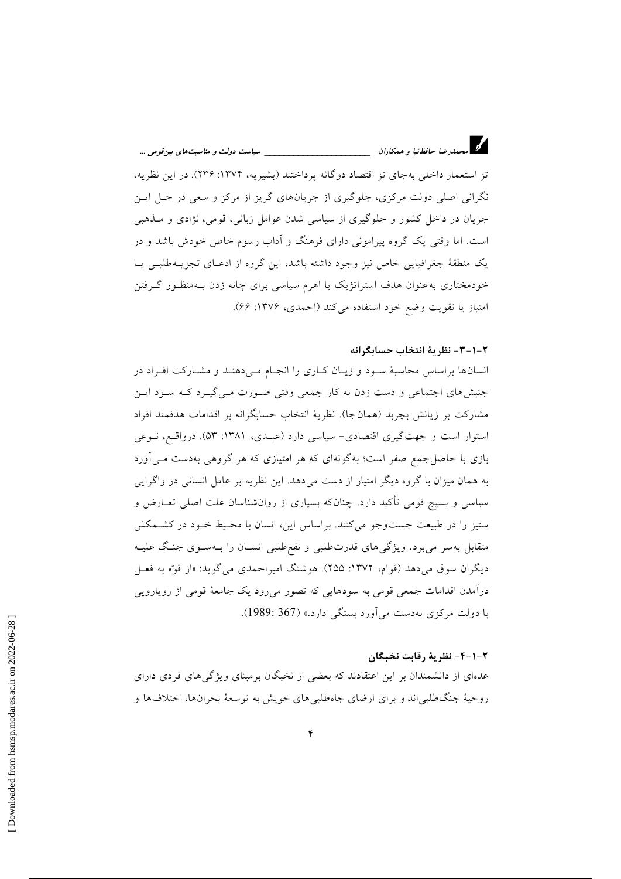تز استعمار داخلی به‌جای تز اقتصاد دوگانه پرداختند (بشیریه، ۱۳۷۴: ۲۳۶). در این نظریه، نگرانی اصلی دولت مرکزی، جلوگیری از جریان‌های گریز از مرکز و سعی در حل این جریان در داخل کشور و جلوگیری از سیاسی شدن عوامل زبانی، قومی، نژادی و مذهبی است. اما وقتی یک گروه پیرامونی دارای فرهنگ و آداب رسوم خاص خودش باشد و در یک منطقهٔ جغرافیایی خاص نیز وجود داشته باشد، این گروه از ادعای تجزیه‌طلبی یا خودمختاری به‌عنوان هدف استراتژیک یا اهرم سیاسی برای چانه زدن به‌منظور گرفتن امتیاز یا تقویت وضع خود استفاده می‌کند (احمدی، ۱۳۷۶: ۶۶).

### ۲-۱-۳- نظریهٔ انتخاب حسابگرانه

انسان‌ها براساس محاسبهٔ سود و زیان کاری را انجام می‌دهند و مشارکت افراد در جنبش‌های اجتماعی و دست زدن به کار جمعی وقتی صورت می‌گیرد که سود این مشارکت بر زیانش بچربد (همان‌جا). نظریهٔ انتخاب حسابگرانه بر اقدامات هدفمند افراد استوار است و جهت‌گیری اقتصادی- سیاسی دارد (عبدی، ۱۳۸۱: ۵۳). درواقع، نوعی بازی با حاصل‌جمع صفر است؛ به‌گونه‌ای که هر امتیازی که هر گروهی به‌دست می‌آورد به همان میزان با گروه دیگر امتیاز از دست می‌دهد. این نظریه بر عامل انسانی در واگرایی سیاسی و بسیج قومی تأکید دارد. چنانکه بسیاری از روان‌شناسان علت اصلی تعارض و ستیز را در طبیعت جست‌وجو می‌کنند. براساس این، انسان با محیط خود در کشمکش متقابل به‌سر می‌برد. ویژگی‌های قدرت‌طلبی و نفع‌طلبی انسان را به‌سوی جنگ علیه دیگران سوق می‌دهد (قوام، ۱۳۷۲: ۲۵۵). هوشنگ امیراحمدی می‌گوید: «از قوّه به فعل درآمدن اقدامات جمعی قومی به سودهایی که تصور می‌رود یک جامعهٔ قومی از رویارویی با دولت مرکزی به‌دست می‌آورد بستگی دارد.» (1989: 367).

### ۲-۱-۴- نظریهٔ رقابت نخبگان

عده‌ای از دانشمندان بر این اعتقادند که بعضی از نخبگان برمبنای ویژگی‌های فردی دارای روحیهٔ جنگ‌طلبی‌اند و برای ارضای جاه‌طلبی‌های خویش به توسعهٔ بحران‌ها، اختلاف‌ها و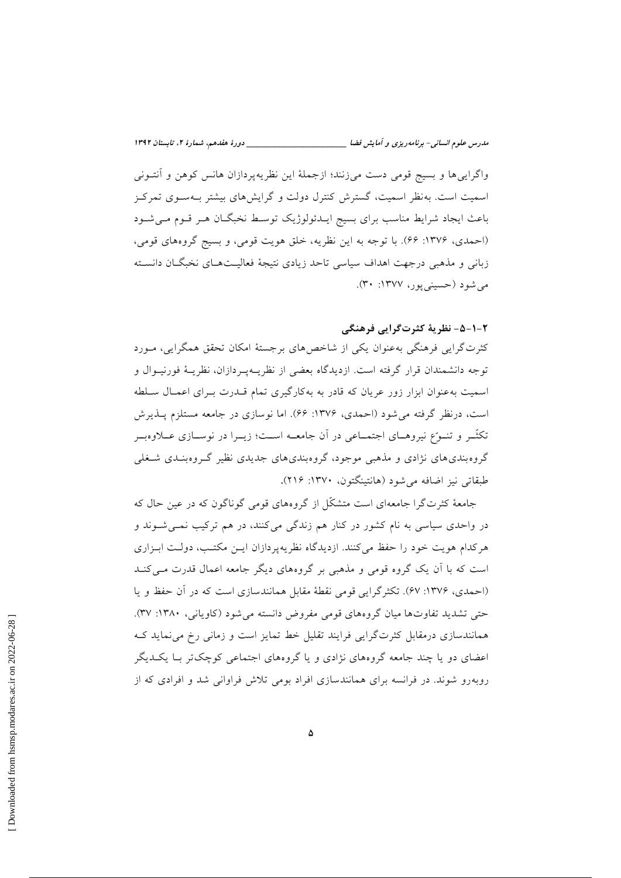واگرایی‌ها و بسیج قومی دست می‌زنند؛ ازجملهٔ این نظریه‌پردازان هانس کوهن و آنتونی اسمیت است. به‌نظر اسمیت، گسترش کنترل دولت و گرایش‌های بیشتر به‌سوی تمرکز باعث ایجاد شرایط مناسب برای بسیج ایدئولوژیک توسط نخبگان هر قوم می‌شود (احمدی، ۱۳۷۶: ۶۶). با توجه به این نظریه، خلق هویت قومی، و بسیج گروه‌های قومی، زبانی و مذهبی درجهت اهداف سیاسی تاحد زیادی نتیجهٔ فعالیت‌های نخبگان دانسته می‌شود (حسینی‌پور، ۱۳۷۷: ۳۰).

### ۲-۱-۵- نظریهٔ کثرت‌گرایی فرهنگی

کثرت‌گرایی فرهنگی به‌عنوان یکی از شاخص‌های برجستهٔ امکان تحقق همگرایی، مورد توجه دانشمندان قرار گرفته است. ازدیدگاه بعضی از نظریه‌پردازان، نظریهٔ فورنیوال و اسمیت به‌عنوان ابزار زور عریان که قادر به به‌کارگیری تمام قدرت برای اعمال سلطه است، درنظر گرفته می‌شود (احمدی، ۱۳۷۶: ۶۶). اما نوسازی در جامعه مستلزم پذیرش تکثّر و تنوّع نیروهای اجتماعی در آن جامعه است؛ زیرا در نوسازی علاوه‌بر گروه‌بندی‌های نژادی و مذهبی موجود، گروه‌بندی‌های جدیدی نظیر گروه‌بندی شغلی طبقاتی نیز اضافه می‌شود (هانتینگتون، ۱۳۷۰: ۲۱۶).

جامعهٔ کثرت‌گرا جامعه‌ای است متشکّل از گروه‌های قومی گوناگون که در عین حال که در واحدی سیاسی به نام کشور در کنار هم زندگی می‌کنند، در هم ترکیب نمی‌شوند و هرکدام هویت خود را حفظ می‌کنند. ازدیدگاه نظریه‌پردازان این مکتب، دولت ابزاری است که با آن یک گروه قومی و مذهبی بر گروه‌های دیگر جامعه اعمال قدرت می‌کند (احمدی، ۱۳۷۶: ۶۷). تکثرگرایی قومی نقطهٔ مقابل همانندسازی است که در آن حفظ و یا حتی تشدید تفاوت‌ها میان گروه‌های قومی مفروض دانسته می‌شود (کاویانی، ۱۳۸۰: ۳۷). همانندسازی درمقابل کثرت‌گرایی فرایند تقلیل خط تمایز است و زمانی رخ می‌نماید که اعضای دو یا چند جامعه گروه‌های نژادی و یا گروه‌های اجتماعی کوچک‌تر با یکدیگر روبه‌رو شوند. در فرانسه برای همانندسازی افراد بومی تلاش فراوانی شد و افرادی که از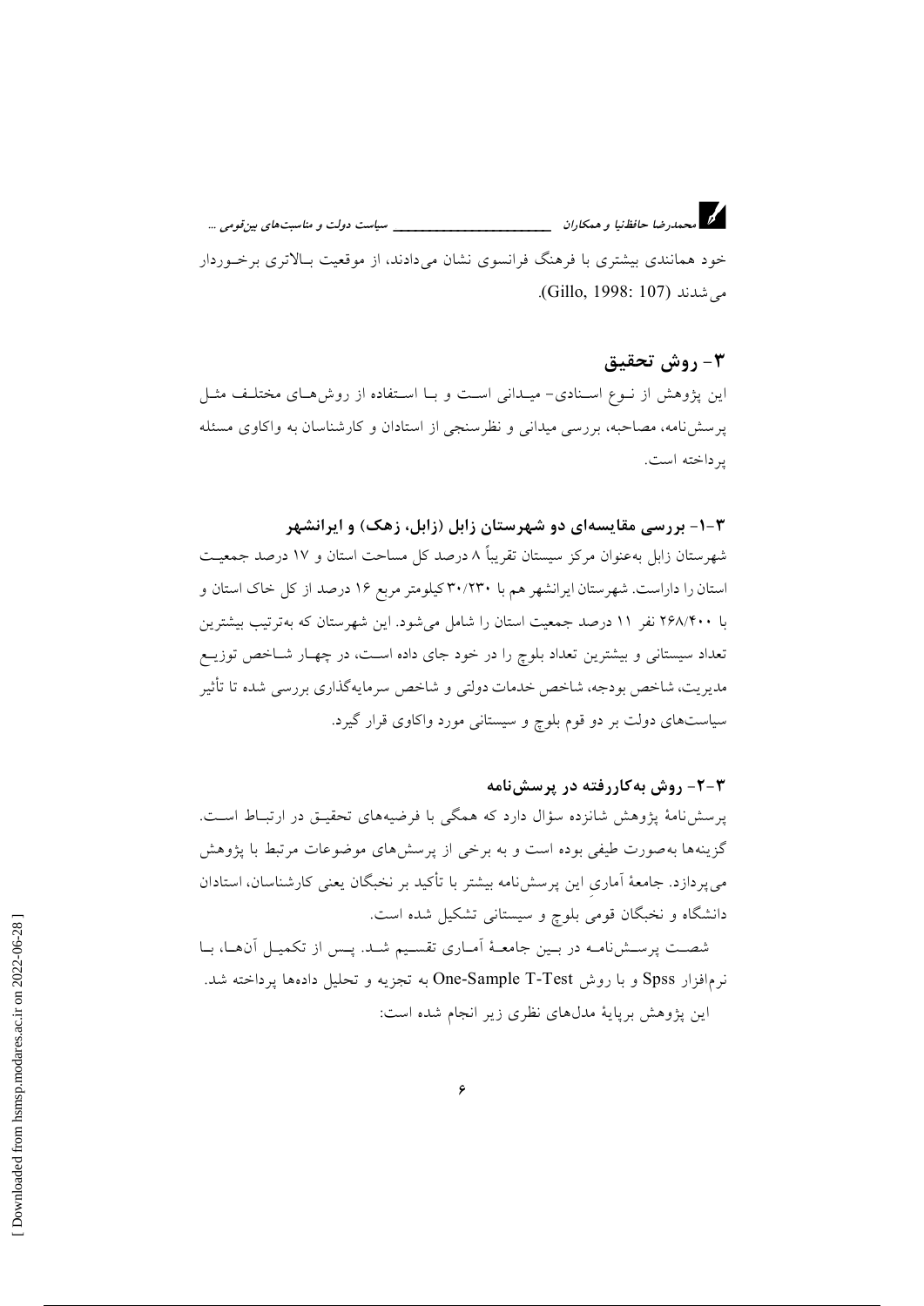خود همانندی بیشتری با فرهنگ فرانسوی نشان می‌دادند، از موقعیت بالاتری برخوردار می‌شدند (Gillo, 1998: 107).

## ۳- روش تحقیق

این پژوهش از نوع اسنادی- میدانی است و با استفاده از روش‌های مختلف مثل پرسش‌نامه، مصاحبه، بررسی میدانی و نظرسنجی از استادان و کارشناسان به واکاوی مسئله پرداخته است.

### ۳-۱- بررسی مقایسه‌ای دو شهرستان زابل (زابل، زهک) و ایرانشهر

شهرستان زابل به‌عنوان مرکز سیستان تقریباً ۸ درصد کل مساحت استان و ۱۷ درصد جمعیت استان را داراست. شهرستان ایرانشهر هم با ۳۰/۲۳۰ کیلومتر مربع ۱۶ درصد از کل خاک استان و با ۲۶۸/۴۰۰ نفر ۱۱ درصد جمعیت استان را شامل می‌شود. این شهرستان که به‌ترتیب بیشترین تعداد سیستانی و بیشترین تعداد بلوچ را در خود جای داده است، در چهار شاخص توزیع مدیریت، شاخص بودجه، شاخص خدمات دولتی و شاخص سرمایه‌گذاری بررسی شده تا تأثیر سیاست‌های دولت بر دو قوم بلوچ و سیستانی مورد واکاوی قرار گیرد.

### ۳-۲- روش به‌کاررفته در پرسش‌نامه

پرسش‌نامهٔ پژوهش شانزده سؤال دارد که همگی با فرضیه‌های تحقیق در ارتباط است. گزینه‌ها به‌صورت طیفی بوده است و به برخی از پرسش‌های موضوعات مرتبط با پژوهش می‌پردازد. جامعهٔ آماریِ این پرسش‌نامه بیشتر با تأکید بر نخبگان یعنی کارشناسان، استادان دانشگاه و نخبگان قومیِ بلوچ و سیستانی تشکیل شده است.

شصت پرسش‌نامه در بین جامعهٔ آماری تقسیم شد. پس از تکمیل آن‌ها، با نرم‌افزار Spss و با روش One-Sample T-Test به تجزیه و تحلیل داده‌ها پرداخته شد.

این پژوهش برپایهٔ مدل‌های نظری زیر انجام شده است: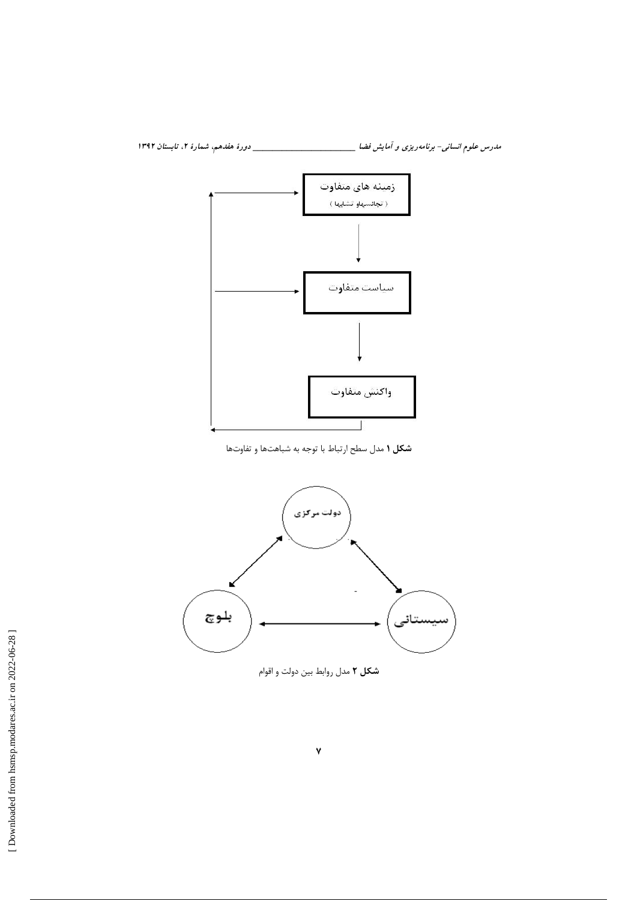زمینه های متفاوت
( تجانس‌ها و تشابها )

سیاست متفاوت

واکنش متفاوت

**شکل ۱** مدل سطح ارتباط با توجه به شباهت‌ها و تفاوت‌ها

دولت مرکزی

بلوچ

سیستانی

**شکل ۲** مدل روابط بین دولت و اقوام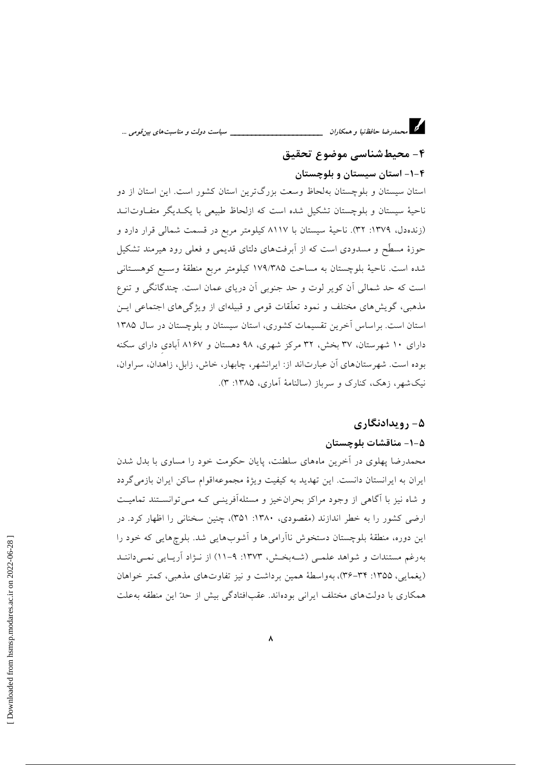## ۴- محیط‌شناسی موضوع تحقیق

### ۴-۱- استان سیستان و بلوچستان

استان سیستان و بلوچستان به‌لحاظ وسعت بزرگ‌ترین استان کشور است. این استان از دو ناحیهٔ سیستان و بلوچستان تشکیل شده است که ازلحاظ طبیعی با یکدیگر متفاوت‌اند (زنده‌دل، ۱۳۷۹: ۳۲). ناحیهٔ سیستان با ۸۱۱۷ کیلومتر مربع در قسمت شمالی قرار دارد و حوزهٔ مسطّح و مسدودی است که از آبرفت‌های دلتای قدیمی و فعلی رود هیرمند تشکیل شده است. ناحیهٔ بلوچستان به مساحت ۱۷۹/۳۸۵ کیلومتر مربع منطقهٔ وسیع کوهستانی است که حد شمالی آن کویر لوت و حد جنوبی آن دریای عمان است. چندگانگی و تنوع مذهبی، گویش‌های مختلف و نمود تعلّقات قومی و قبیله‌ای از ویژگی‌های اجتماعی این استان است. براساس آخرین تقسیمات کشوری، استان سیستان و بلوچستان در سال ۱۳۸۵ دارای ۱۰ شهرستان، ۳۷ بخش، ۳۲ مرکز شهری، ۹۸ دهستان و ۸۱۶۷ آبادیِ دارای سکنه بوده است. شهرستان‌های آن عبارت‌اند از: ایرانشهر، چابهار، خاش، زابل، زاهدان، سراوان، نیک‌شهر، زهک، کنارک و سرباز (سالنامهٔ آماری، ۱۳۸۵: ۳).

## ۵- رویدادنگاری

### ۵-۱- مناقشات بلوچستان

محمدرضا پهلوی در آخرین ماه‌های سلطنت، پایان حکومت خود را مساوی با بدل شدن ایران به ایرانستان دانست. این تهدید به کیفیت ویژهٔ مجموعه‌اقوام ساکن ایران بازمی‌گردد و شاه نیز با آگاهی از وجود مراکز بحران‌خیز و مسئله‌آفرینی که می‌توانستند تمامیت ارضی کشور را به خطر اندازند (مقصودی، ۱۳۸۰: ۳۵۱)، چنین سخنانی را اظهار کرد. در این دوره، منطقهٔ بلوچستان دستخوش ناآرامی‌ها و آشوب‌هایی شد. بلوچ‌هایی که خود را به‌رغم مستندات و شواهد علمی (شه‌بخش، ۱۳۷۳: ۹-۱۱) از نژاد آریایی نمی‌دانند (یغمایی، ۱۳۵۵: ۳۴-۳۶)، به‌واسطهٔ همین برداشت و نیز تفاوت‌های مذهبی، کمتر خواهان همکاری با دولت‌های مختلف ایرانی بوده‌اند. عقب‌افتادگی بیش از حدّ این منطقه به‌علت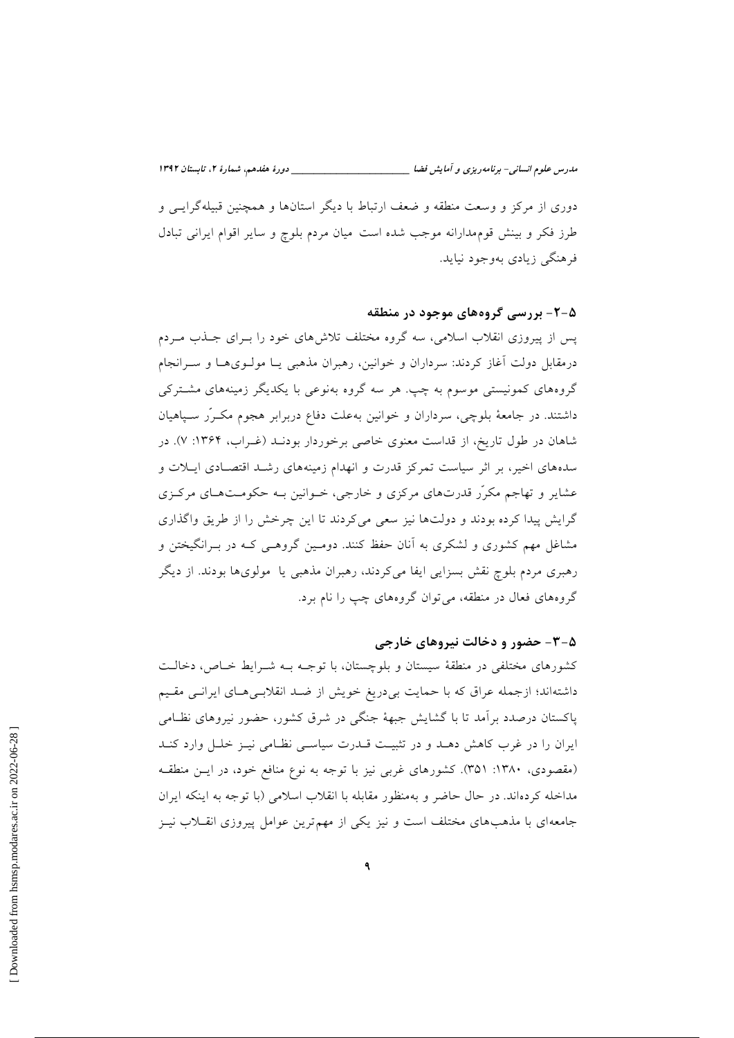دوری از مرکز و وسعت منطقه و ضعف ارتباط با دیگر استان‌ها و همچنین قبیله‌گرایی و طرز فکر و بینش قوم‌مدارانه موجب شده است میان مردم بلوچ و سایر اقوام ایرانی تبادل فرهنگی زیادی به‌وجود نیاید.

### ۵-۲- بررسی گروه‌های موجود در منطقه

پس از پیروزی انقلاب اسلامی، سه گروه مختلف تلاش‌های خود را برای جذب مردم درمقابل دولت آغاز کردند: سرداران و خوانین، رهبران مذهبی یا مولوی‌ها و سرانجام گروه‌های کمونیستی موسوم به چپ. هر سه گروه به‌نوعی با یکدیگر زمینه‌های مشترکی داشتند. در جامعهٔ بلوچی، سرداران و خوانین به‌علت دفاع دربرابر هجوم مکرّر سپاهیان شاهان در طول تاریخ، از قداست معنوی خاصی برخوردار بودند (غراب، ۱۳۶۴: ۷). در سده‌های اخیر، بر اثر سیاست تمرکز قدرت و انهدام زمینه‌های رشد اقتصادی ایلات و عشایر و تهاجم مکرّر قدرت‌های مرکزی و خارجی، خوانین به حکومت‌های مرکزی گرایش پیدا کرده بودند و دولت‌ها نیز سعی می‌کردند تا این چرخش را از طریق واگذاری مشاغل مهم کشوری و لشکری به آنان حفظ کنند. دومین گروهی که در برانگیختن و رهبری مردم بلوچ نقش بسزایی ایفا می‌کردند، رهبران مذهبی یا مولوی‌ها بودند. از دیگر گروه‌های فعال در منطقه، می‌توان گروه‌های چپ را نام برد.

### ۵-۳- حضور و دخالت نیروهای خارجی

کشورهای مختلفی در منطقهٔ سیستان و بلوچستان، با توجه به شرایط خاص، دخالت داشته‌اند؛ ازجمله عراق که با حمایت بی‌دریغ خویش از ضد انقلابی‌های ایرانی مقیم پاکستان درصدد برآمد تا با گشایش جبههٔ جنگی در شرق کشور، حضور نیروهای نظامی ایران را در غرب کاهش دهد و در تثبیت قدرت سیاسی نظامی نیز خلل وارد کند (مقصودی، ۱۳۸۰: ۳۵۱). کشورهای غربی نیز با توجه به نوع منافع خود، در این منطقه مداخله کرده‌اند. در حال حاضر و به‌منظور مقابله با انقلاب اسلامی (با توجه به اینکه ایران جامعه‌ای با مذهب‌های مختلف است و نیز یکی از مهم‌ترین عوامل پیروزی انقلاب نیز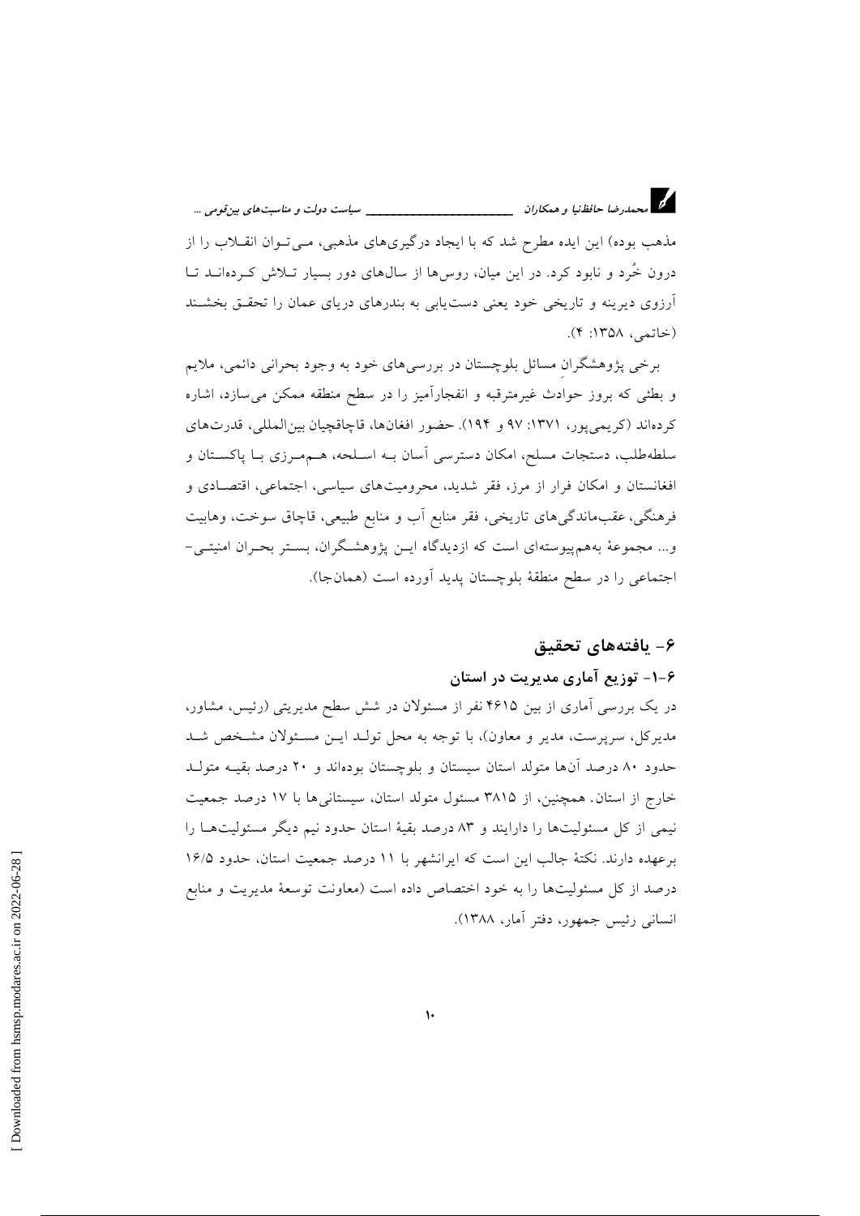مذهب بوده) این ایده مطرح شد که با ایجاد درگیری‌های مذهبی، می‌توان انقلاب را از درون خُرد و نابود کرد. در این میان، روس‌ها از سال‌های دور بسیار تلاش کرده‌اند تا آرزوی دیرینه و تاریخی خود یعنی دست‌یابی به بندرهای دریای عمان را تحقق بخشند (خاتمی، ۱۳۵۸: ۴).

برخی پژوهشگرانِ مسائل بلوچستان در بررسی‌های خود به وجود بحرانی دائمی، ملایم و بطئی که بروز حوادث غیرمترقبه و انفجارآمیز را در سطح منطقه ممکن می‌سازد، اشاره کرده‌اند (کریمی‌پور، ۱۳۷۱: ۹۷ و ۱۹۴). حضور افغان‌ها، قاچاقچیان بین‌المللی، قدرت‌های سلطه‌طلب، دستجات مسلح، امکان دسترسی آسان به اسلحه، هم‌مرزی با پاکستان و افغانستان و امکان فرار از مرز، فقر شدید، محرومیت‌های سیاسی، اجتماعی، اقتصادی و فرهنگی، عقب‌ماندگی‌های تاریخی، فقر منابع آب و منابع طبیعی، قاچاق سوخت، وهابیت و... مجموعهٔ به‌هم‌پیوسته‌ای است که ازدیدگاه این پژوهشگران، بستر بحران امنیتی- اجتماعی را در سطح منطقهٔ بلوچستان پدید آورده است (همان‌جا).

## ۶- یافته‌های تحقیق

### ۶-۱- توزیع آماری مدیریت در استان

در یک بررسی آماری از بین ۴۶۱۵ نفر از مسئولان در شش سطح مدیریتی (رئیس، مشاور، مدیرکل، سرپرست، مدیر و معاون)، با توجه به محل تولد این مسئولان مشخص شد حدود ۸۰ درصد آن‌ها متولد استان سیستان و بلوچستان بوده‌اند و ۲۰ درصد بقیه متولد خارج از استان. همچنین، از ۳۸۱۵ مسئول متولد استان، سیستانی‌ها با ۱۷ درصد جمعیت نیمی از کل مسئولیت‌ها را دارایند و ۸۳ درصد بقیهٔ استان حدود نیم دیگر مسئولیت‌ها را برعهده دارند. نکتهٔ جالب این است که ایرانشهر با ۱۱ درصد جمعیت استان، حدود ۱۶/۵ درصد از کل مسئولیت‌ها را به خود اختصاص داده است (معاونت توسعهٔ مدیریت و منابع انسانی رئیس جمهور، دفتر آمار، ۱۳۸۸).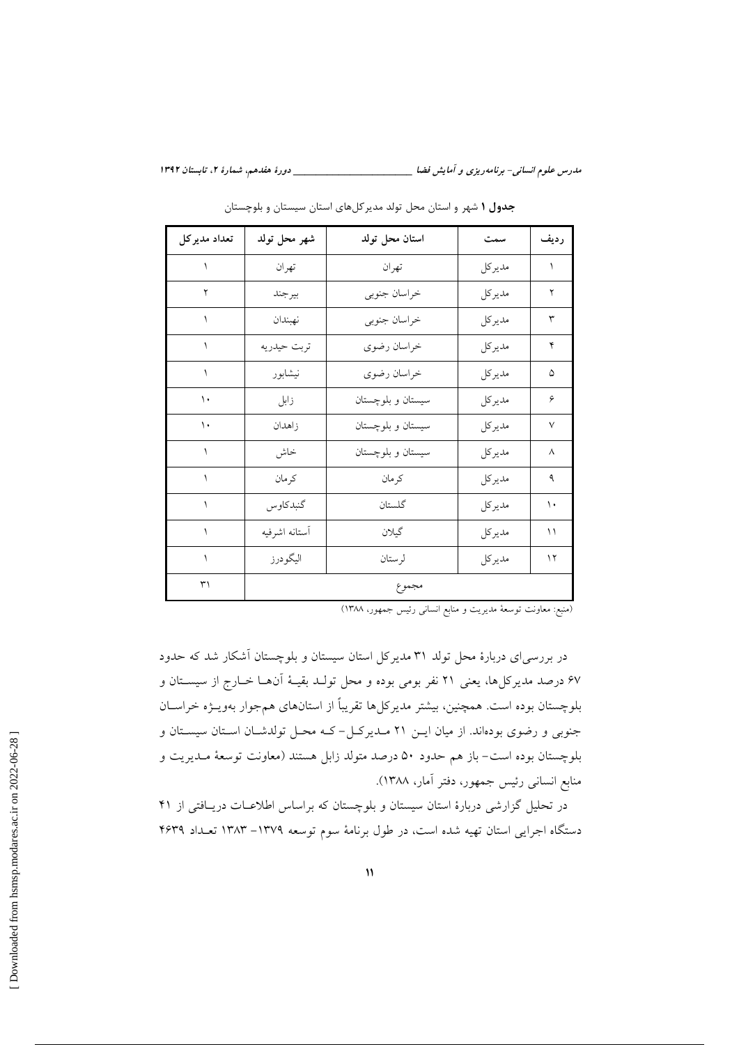**جدول ۱** شهر و استان محل تولد مدیرکل‌های استان سیستان و بلوچستان

| ردیف | سمت | استان محل تولد | شهر محل تولد | تعداد مدیرکل |
|---|---|---|---|---|
| ۱ | مدیرکل | تهران | تهران | ۱ |
| ۲ | مدیرکل | خراسان جنوبی | بیرجند | ۲ |
| ۳ | مدیرکل | خراسان جنوبی | نهبندان | ۱ |
| ۴ | مدیرکل | خراسان رضوی | تربت حیدریه | ۱ |
| ۵ | مدیرکل | خراسان رضوی | نیشابور | ۱ |
| ۶ | مدیرکل | سیستان و بلوچستان | زابل | ۱۰ |
| ۷ | مدیرکل | سیستان و بلوچستان | زاهدان | ۱۰ |
| ۸ | مدیرکل | سیستان و بلوچستان | خاش | ۱ |
| ۹ | مدیرکل | کرمان | کرمان | ۱ |
| ۱۰ | مدیرکل | گلستان | گنبدکاوس | ۱ |
| ۱۱ | مدیرکل | گیلان | آستانه اشرفیه | ۱ |
| ۱۲ | مدیرکل | لرستان | الیگودرز | ۱ |
| مجموع | | | | ۳۱ |

(منبع: معاونت توسعهٔ مدیریت و منابع انسانی رئیس جمهور، ۱۳۸۸)

در بررسی‌ای دربارهٔ محل تولد ۳۱ مدیرکل استان سیستان و بلوچستان آشکار شد که حدود ۶۷ درصد مدیرکل‌ها، یعنی ۲۱ نفر بومی بوده و محل تولد بقیهٔ آن‌ها خارج از سیستان و بلوچستان بوده است. همچنین، بیشتر مدیرکل‌ها تقریباً از استان‌های هم‌جوار به‌ویژه خراسان جنوبی و رضوی بوده‌اند. از میان این ۲۱ مدیرکل - که محل تولدشان استان سیستان و بلوچستان بوده است - باز هم حدود ۵۰ درصد متولد زابل هستند (معاونت توسعهٔ مدیریت و منابع انسانی رئیس جمهور، دفتر آمار، ۱۳۸۸).

در تحلیل گزارشی دربارهٔ استان سیستان و بلوچستان که براساس اطلاعات دریافتی از ۴۱ دستگاه اجرایی استان تهیه شده است، در طول برنامهٔ سوم توسعه ۱۳۷۹- ۱۳۸۳ تعداد ۴۶۳۹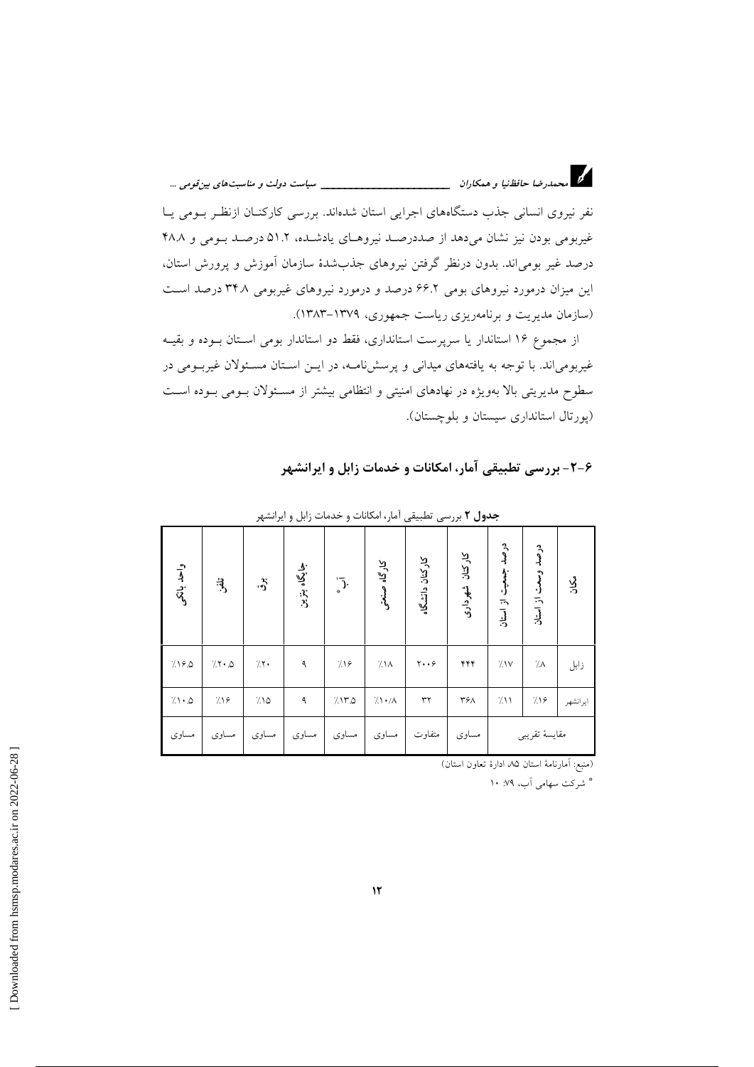نفر نیروی انسانی جذب دستگاه‌های اجرایی استان شده‌اند. بررسی کارکنان ازنظر بومی یا غیربومی بودن نیز نشان می‌دهد از صددرصد نیروهای یادشده، ۵۱.۲ درصد بومی و ۴۸.۸ درصد غیر بومی‌اند. بدون درنظر گرفتن نیروهای جذب‌شدهٔ سازمان آموزش و پرورش استان، این میزان درمورد نیروهای بومی ۶۶.۲ درصد و درمورد نیروهای غیربومی ۳۴.۸ درصد است (سازمان مدیریت و برنامه‌ریزی ریاست جمهوری، ۱۳۷۹-۱۳۸۳).

از مجموع ۱۶ استاندار یا سرپرست استانداری، فقط دو استاندار بومی استان بوده و بقیه غیربومی‌اند. با توجه به یافته‌های میدانی و پرسش‌نامه، در این استان مسئولان غیربومی در سطوح مدیریتی بالا به‌ویژه در نهادهای امنیتی و انتظامی بیشتر از مسئولان بومی بوده است (پورتال استانداری سیستان و بلوچستان).

## ۶-۲- بررسی تطبیقی آمار، امکانات و خدمات زابل و ایرانشهر

**جدول ۲** بررسی تطبیقی آمار، امکانات و خدمات زابل و ایرانشهر

| مکان | درصد وسعت از استان | درصد جمعیت از استان | کارکنان شهرداری | کارکنان دانشگاه | کارگاه صنعتی | آب* | جایگاه بنزین | برق | تلفن | واحد بانکی |
|---|---|---|---|---|---|---|---|---|---|---|
| زابل | ٪۸ | ٪۱۷ | ۴۴۴ | ۲۰۰۶ | ٪۱۸ | ٪۱۶ | ۹ | ٪۲۰ | ٪۲۰.۵ | ٪۱۶.۵ |
| ایرانشهر | ٪۱۶ | ٪۱۱ | ۳۶۸ | ۳۲ | ٪۱۰/۸ | ٪۱۳.۵ | ۹ | ٪۱۵ | ٪۱۶ | ٪۱۰.۵ |
| مقایسهٔ تقریبی | | | مساوی | متفاوت | مساوی | مساوی | مساوی | مساوی | مساوی | مساوی |

(منبع: آمارنامهٔ استان ۸۵ ادارهٔ تعاون استان)

* شرکت سهامی آب، ۷۹: ۱۰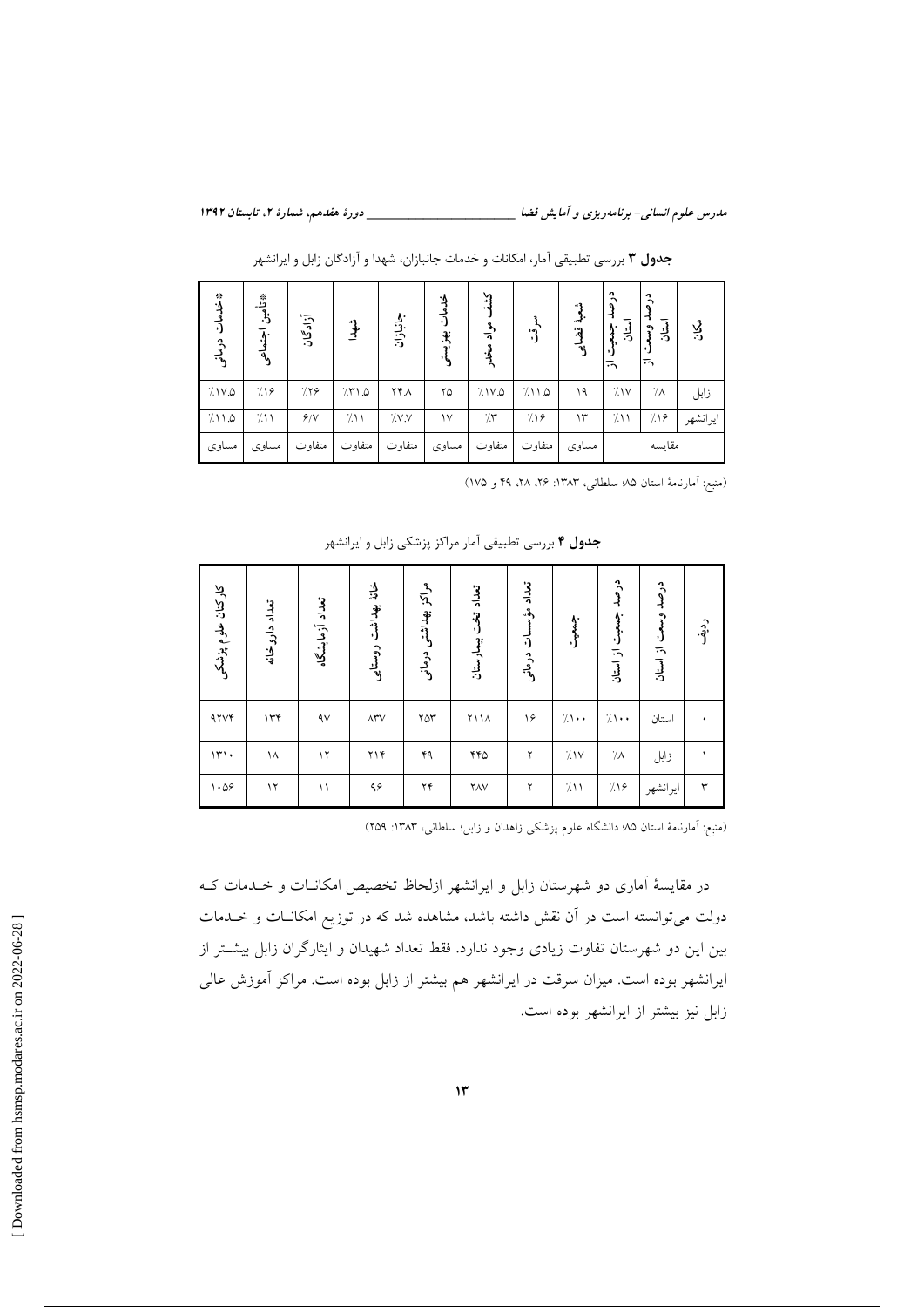**جدول ۳** بررسی تطبیقی آمار، امکانات و خدمات جانبازان، شهدا و آزادگان زابل و ایرانشهر

| مکان | درصد وسعت از استان | درصد جمعیت از استان | شعبهٔ قضایی | سرقت | کشف مواد مخدر | خدمات بهزیستی | جانبازان | شهدا | آزادگان | *تأمین اجتماعی | *خدمات درمانی |
|---|---|---|---|---|---|---|---|---|---|---|---|
| زابل | ٪۸ | ٪۱۷ | ۱۹ | ٪۱۱.۵ | ٪۱۷.۵ | ۲۵ | ۲۴.۸ | ٪۳۱.۵ | ٪۲۶ | ٪۱۶ | ٪۱۷.۵ |
| ایرانشهر | ٪۱۶ | ٪۱۱ | ۱۳ | ٪۱۶ | ٪۳ | ۱۷ | ٪۷.۷ | ٪۱۱ | ۶/۷ | ٪۱۱ | ٪۱۱.۵ |
| مقایسه | | | مساوی | متفاوت | متفاوت | مساوی | متفاوت | متفاوت | متفاوت | مساوی | مساوی |

(منبع: آمارنامهٔ استان ۸۵؛ سلطانی، ۱۳۸۳: ۲۶، ۲۸، ۴۹ و ۱۷۵)

**جدول ۴** بررسی تطبیقی آمار مراکز پزشکی زابل و ایرانشهر

| ردیف | درصد وسعت از استان | درصد جمعیت از استان | جمعیت | تعداد مؤسسات درمانی | تعداد تخت بیمارستان | مراکز بهداشتی درمانی | خانهٔ بهداشت روستایی | تعداد آزمایشگاه | تعداد داروخانه | کارکنان علوم پزشکی |
|---|---|---|---|---|---|---|---|---|---|---|
| ۰ | استان | ٪۱۰۰ | ٪۱۰۰ | ۱۶ | ۲۱۱۸ | ۲۵۳ | ۸۳۷ | ۹۷ | ۱۳۴ | ۹۲۷۴ |
| ۱ | زابل | ٪۸ | ٪۱۷ | ۲ | ۴۴۵ | ۴۹ | ۲۱۴ | ۱۲ | ۱۸ | ۱۳۱۰ |
| ۳ | ایرانشهر | ٪۱۶ | ٪۱۱ | ۲ | ۲۸۷ | ۲۴ | ۹۶ | ۱۱ | ۱۲ | ۱۰۵۶ |

(منبع: آمارنامهٔ استان ۸۵؛ دانشگاه علوم پزشکی زاهدان و زابل؛ سلطانی، ۱۳۸۳: ۲۵۹)

در مقایسهٔ آماری دو شهرستان زابل و ایرانشهر ازلحاظ تخصیص امکانات و خدمات که دولت می‌توانسته است در آن نقش داشته باشد، مشاهده شد که در توزیع امکانات و خدمات بین این دو شهرستان تفاوت زیادی وجود ندارد. فقط تعداد شهیدان و ایثارگران زابل بیشتر از ایرانشهر بوده است. میزان سرقت در ایرانشهر هم بیشتر از زابل بوده است. مراکز آموزش عالی زابل نیز بیشتر از ایرانشهر بوده است.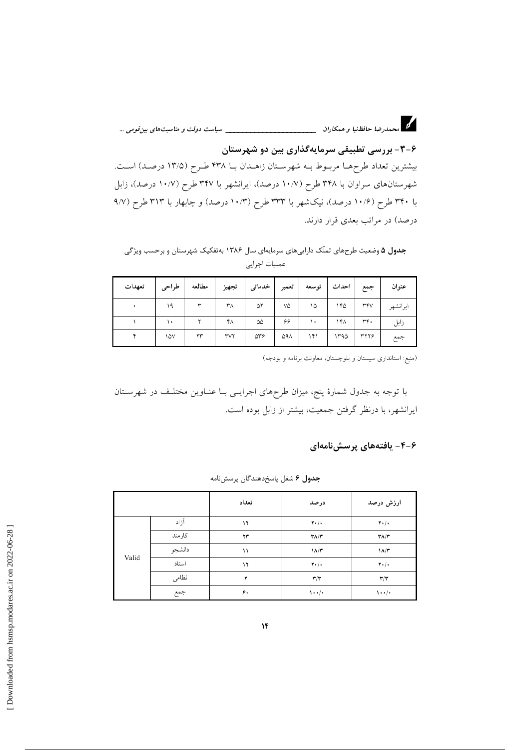## ۶-۳- بررسی تطبیقی سرمایه‌گذاری بین دو شهرستان

بیشترین تعداد طرح‌ها مربوط به شهرستان زاهدان با ۴۳۸ طرح (۱۳/۵ درصد) است. شهرستان‌های سراوان با ۳۴۸ طرح (۱۰/۷ درصد)، ایرانشهر با ۳۴۷ طرح (۱۰/۷ درصد)، زابل با ۳۴۰ طرح (۱۰/۶ درصد)، نیک‌شهر با ۳۳۳ طرح (۱۰/۳ درصد) و چابهار با ۳۱۳ طرح (۹/۷ درصد) در مراتب بعدی قرار دارند.

**جدول ۵** وضعیت طرح‌های تملّک دارایی‌های سرمایه‌ای سال ۱۳۸۶ به‌تفکیک شهرستان و برحسب ویژگی عملیات اجرایی

| عنوان | جمع | احداث | توسعه | تعمیر | خدماتی | تجهیز | مطالعه | طراحی | تعهدات |
|---|---|---|---|---|---|---|---|---|---|
| ایرانشهر | ۳۴۷ | ۱۴۵ | ۱۵ | ۷۵ | ۵۲ | ۳۸ | ۳ | ۱۹ | ۰ |
| زابل | ۳۴۰ | ۱۴۸ | ۱۰ | ۶۶ | ۵۵ | ۴۸ | ۲ | ۱۰ | ۱ |
| جمع | ۳۲۲۶ | ۱۳۹۵ | ۱۴۱ | ۵۹۸ | ۵۳۶ | ۳۷۲ | ۲۳ | ۱۵۷ | ۴ |

(منبع: استانداری سیستان و بلوچستان، معاونت برنامه و بودجه)

با توجه به جدول شمارهٔ پنج، میزان طرح‌های اجرایی با عناوین مختلف در شهرستان ایرانشهر، با درنظر گرفتن جمعیت، بیشتر از زابل بوده است.

## ۶-۴- یافته‌های پرسش‌نامه‌ای

**جدول ۶** شغل پاسخ‌دهندگان پرسش‌نامه

| | | تعداد | درصد | ارزش درصد |
|---|---|---|---|---|
| Valid | آزاد | ۱۲ | ۲۰/۰ | ۲۰/۰ |
| | کارمند | ۲۳ | ۳۸/۳ | ۳۸/۳ |
| | دانشجو | ۱۱ | ۱۸/۳ | ۱۸/۳ |
| | استاد | ۱۲ | ۲۰/۰ | ۲۰/۰ |
| | نظامی | ۲ | ۳/۳ | ۳/۳ |
| | جمع | ۶۰ | ۱۰۰/۰ | ۱۰۰/۰ |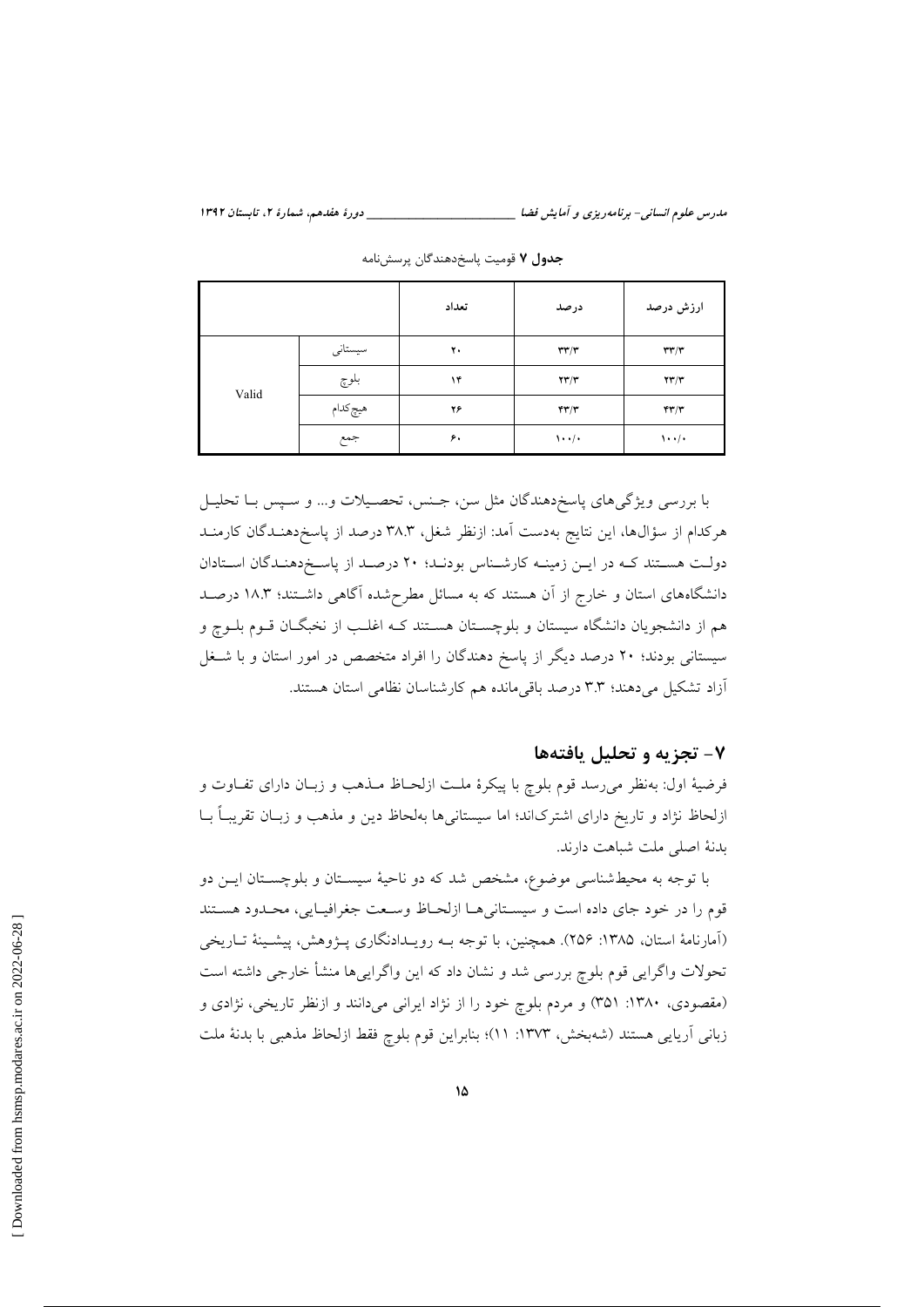**جدول ۷** قومیت پاسخ‌دهندگان پرسش‌نامه

| | | تعداد | درصد | ارزش درصد |
|---|---|---|---|---|
| Valid | سیستانی | ۲۰ | ۳۳/۳ | ۳۳/۳ |
| | بلوچ | ۱۴ | ۲۳/۳ | ۲۳/۳ |
| | هیچ‌کدام | ۲۶ | ۴۳/۳ | ۴۳/۳ |
| | جمع | ۶۰ | ۱۰۰/۰ | ۱۰۰/۰ |

با بررسی ویژگی‌های پاسخ‌دهندگان مثل سن، جنس، تحصیلات و... و سپس با تحلیل هرکدام از سؤال‌ها، این نتایج به‌دست آمد: ازنظر شغل، ۳۸.۳ درصد از پاسخ‌دهندگان کارمند دولت هستند که در این زمینه کارشناس بودند؛ ۲۰ درصد از پاسخ‌دهندگان استادان دانشگاه‌های استان و خارج از آن هستند که به مسائل مطرح‌شده آگاهی داشتند؛ ۱۸.۳ درصد هم از دانشجویان دانشگاه سیستان و بلوچستان هستند که اغلب از نخبگان قوم بلوچ و سیستانی بودند؛ ۲۰ درصد دیگر از پاسخ دهندگان را افراد متخصص در امور استان و با شغل آزاد تشکیل می‌دهند؛ ۳.۳ درصد باقی‌مانده هم کارشناسان نظامی استان هستند.

## ۷- تجزیه و تحلیل یافته‌ها

فرضیهٔ اول: به‌نظر می‌رسد قوم بلوچ با پیکرهٔ ملت ازلحاظ مذهب و زبان دارای تفاوت و ازلحاظ نژاد و تاریخ دارای اشتراک‌اند؛ اما سیستانی‌ها به‌لحاظ دین و مذهب و زبان تقریباً با بدنهٔ اصلی ملت شباهت دارند.

با توجه به محیط‌شناسی موضوع، مشخص شد که دو ناحیهٔ سیستان و بلوچستان این دو قوم را در خود جای داده است و سیستانی‌ها ازلحاظ وسعت جغرافیایی، محدود هستند (آمارنامهٔ استان، ۱۳۸۵: ۲۵۶). همچنین، با توجه به رویدادنگاری پژوهش، پیشینهٔ تاریخی تحولات واگرایی قوم بلوچ بررسی شد و نشان داد که این واگرایی‌ها منشأ خارجی داشته است (مقصودی، ۱۳۸۰: ۳۵۱) و مردم بلوچ خود را از نژاد ایرانی می‌دانند و ازنظر تاریخی، نژادی و زبانی آریایی هستند (شه‌بخش، ۱۳۷۳: ۱۱)؛ بنابراین قوم بلوچ فقط ازلحاظ مذهبی با بدنهٔ ملت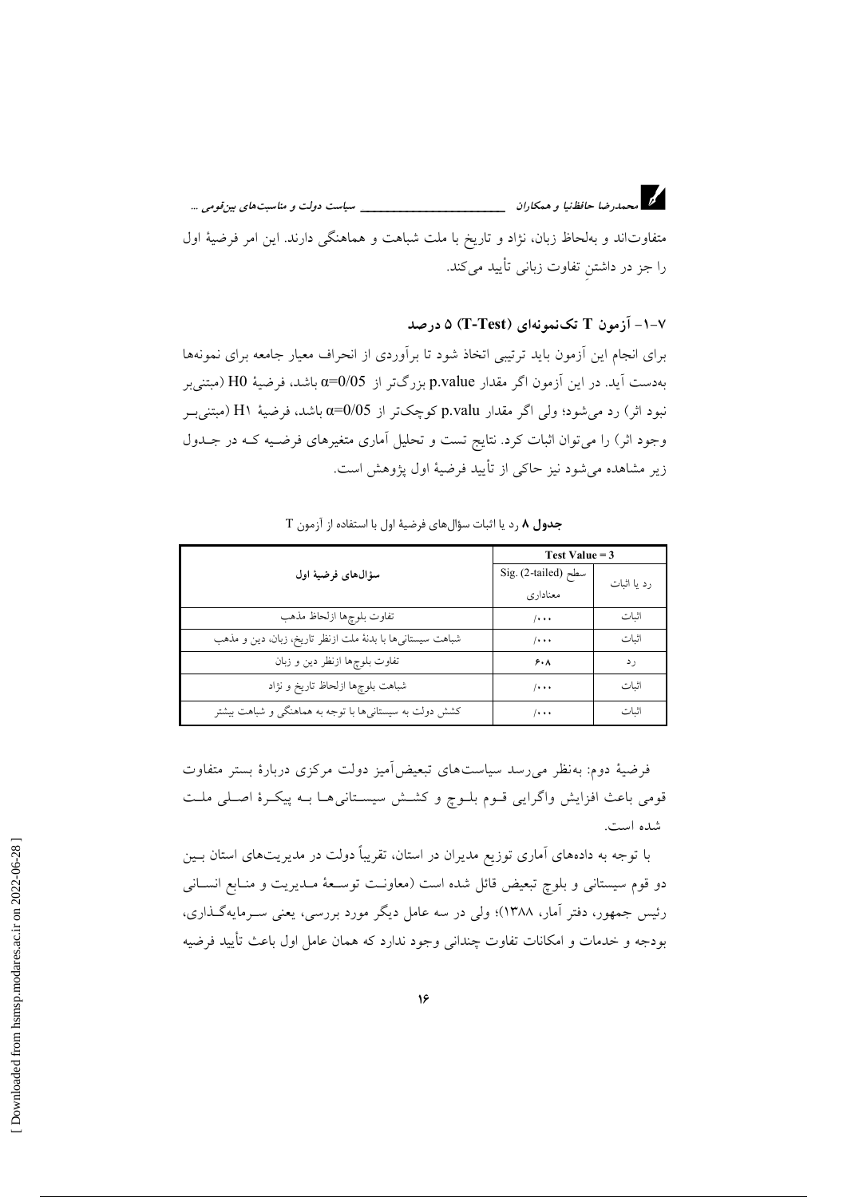متفاوت‌اند و به‌لحاظ زبان، نژاد و تاریخ با ملت شباهت و هماهنگی دارند. این امر فرضیهٔ اول را جز در داشتنِ تفاوت زبانی تأیید می‌کند.

### ۷-۱- آزمون T تک‌نمونه‌ای (T-Test) ۵ درصد

برای انجام این آزمون باید ترتیبی اتخاذ شود تا برآوردی از انحراف معیار جامعه برای نمونه‌ها به‌دست آید. در این آزمون اگر مقدار p.value بزرگ‌تر از α=0/05 باشد، فرضیهٔ H0 (مبتنی‌بر نبود اثر) رد می‌شود؛ ولی اگر مقدار p.valu کوچک‌تر از α=0/05 باشد، فرضیهٔ H۱ (مبتنی‌بر وجود اثر) را می‌توان اثبات کرد. نتایج تست و تحلیل آماری متغیرهای فرضیه که در جدول زیر مشاهده می‌شود نیز حاکی از تأیید فرضیهٔ اول پژوهش است.

**جدول ۸** رد یا اثبات سؤال‌های فرضیهٔ اول با استفاده از آزمون T

| سؤال‌های فرضیهٔ اول | Test Value = 3 | |
|---|---|---|
| | Sig. (2-tailed) سطح معناداری | رد یا اثبات |
| تفاوت بلوچ‌ها ازلحاظ مذهب | /۰۰۰ | اثبات |
| شباهت سیستانی‌ها با بدنهٔ ملت ازنظر تاریخ، زبان، دین و مذهب | /۰۰۰ | اثبات |
| تفاوت بلوچ‌ها ازنظر دین و زبان | ۶۰۸ | رد |
| شباهت بلوچ‌ها ازلحاظ تاریخ و نژاد | /۰۰۰ | اثبات |
| کشش دولت به سیستانی‌ها با توجه به هماهنگی و شباهت بیشتر | /۰۰۰ | اثبات |

فرضیهٔ دوم: به‌نظر می‌رسد سیاست‌های تبعیض‌آمیز دولت مرکزی دربارهٔ بستر متفاوت قومی باعث افزایش واگرایی قوم بلوچ و کشش سیستانی‌ها به پیکرهٔ اصلی ملت شده است.

با توجه به داده‌های آماری توزیع مدیران در استان، تقریباً دولت در مدیریت‌های استان بین دو قوم سیستانی و بلوچ تبعیض قائل شده است (معاونت توسعهٔ مدیریت و منابع انسانی رئیس جمهور، دفتر آمار، ۱۳۸۸)؛ ولی در سه عامل دیگر مورد بررسی، یعنی سرمایه‌گذاری، بودجه و خدمات و امکانات تفاوت چندانی وجود ندارد که همان عامل اول باعث تأیید فرضیه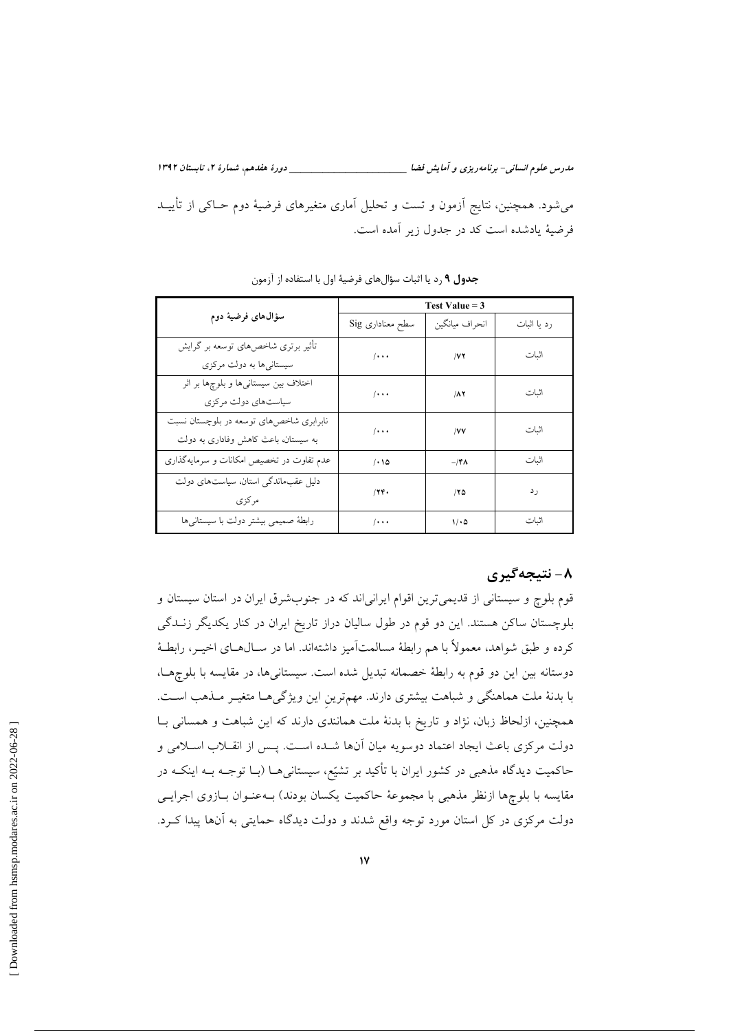می‌شود. همچنین، نتایج آزمون و تست و تحلیل آماری متغیرهای فرضیهٔ دوم حاکی از تأیید فرضیهٔ یادشده است که در جدول زیر آمده است.

**جدول ۹** رد یا اثبات سؤال‌های فرضیهٔ اول با استفاده از آزمون

| سؤال‌های فرضیهٔ دوم | Test Value = 3 | | |
|---|---|---|---|
| | سطح معناداری Sig | انحراف میانگین | رد یا اثبات |
| تأثیر برتری شاخص‌های توسعه بر گرایش سیستانی‌ها به دولت مرکزی | /۰۰۰ | /۷۲ | اثبات |
| اختلاف بین سیستانی‌ها و بلوچ‌ها بر اثر سیاست‌های دولت مرکزی | /۰۰۰ | /۸۲ | اثبات |
| نابرابری شاخص‌های توسعه در بلوچستان نسبت به سیستان، باعث کاهش وفاداری به دولت | /۰۰۰ | /۷۷ | اثبات |
| عدم تفاوت در تخصیص امکانات و سرمایه‌گذاری | /۰۱۵ | -/۴۸ | اثبات |
| دلیل عقب‌ماندگی استان، سیاست‌های دولت مرکزی | /۲۴۰ | /۲۵ | رد |
| رابطهٔ صمیمی بیشتر دولت با سیستانی‌ها | /۰۰۰ | ۱/۰۵ | اثبات |

## ۸- نتیجه‌گیری

قوم بلوچ و سیستانی از قدیمی‌ترین اقوام ایرانی‌اند که در جنوب‌شرق ایران در استان سیستان و بلوچستان ساکن هستند. این دو قوم در طول سالیان دراز تاریخ ایران در کنار یکدیگر زندگی کرده و طبق شواهد، معمولاً با هم رابطهٔ مسالمت‌آمیز داشته‌اند. اما در سال‌های اخیر، رابطهٔ دوستانه بین این دو قوم به رابطهٔ خصمانه تبدیل شده است. سیستانی‌ها، در مقایسه با بلوچ‌ها، با بدنهٔ ملت هماهنگی و شباهت بیشتری دارند. مهم‌ترین این ویژگی‌ها متغیر مذهب است. همچنین، ازلحاظ زبان، نژاد و تاریخ با بدنهٔ ملت همانندی دارند که این شباهت و همسانی با دولت مرکزی باعث ایجاد اعتماد دوسویه میان آن‌ها شده است. پس از انقلاب اسلامی و حاکمیت دیدگاه مذهبی در کشور ایران با تأکید بر تشیّع، سیستانی‌ها (با توجه به اینکه در مقایسه با بلوچ‌ها ازنظر مذهبی با مجموعهٔ حاکمیت یکسان بودند) به‌عنوان بازوی اجرایی دولت مرکزی در کل استان مورد توجه واقع شدند و دولت دیدگاه حمایتی به آن‌ها پیدا کرد.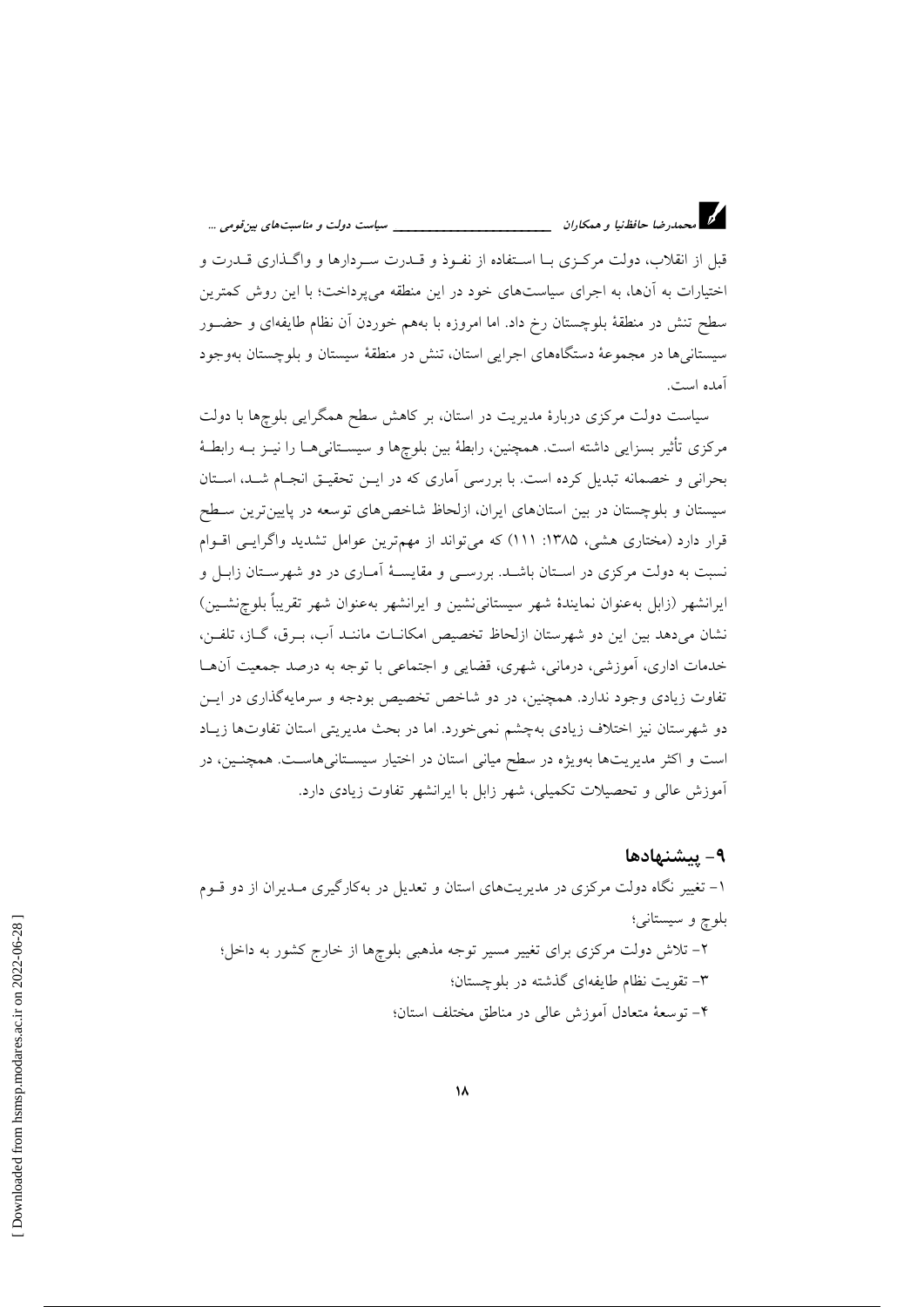قبل از انقلاب، دولت مرکزی با استفاده از نفوذ و قدرت سردارها و واگذاری قدرت و اختیارات به آن‌ها، به اجرای سیاست‌های خود در این منطقه می‌پرداخت؛ با این روش کمترین سطح تنش در منطقهٔ بلوچستان رخ داد. اما امروزه با به‌هم خوردن آن نظام طایفه‌ای و حضور سیستانی‌ها در مجموعهٔ دستگاه‌های اجرایی استان، تنش در منطقهٔ سیستان و بلوچستان به‌وجود آمده است.

سیاست دولت مرکزی دربارهٔ مدیریت در استان، بر کاهش سطح همگرایی بلوچ‌ها با دولت مرکزی تأثیر بسزایی داشته است. همچنین، رابطهٔ بین بلوچ‌ها و سیستانی‌ها را نیز به رابطهٔ بحرانی و خصمانه تبدیل کرده است. با بررسی آماری که در این تحقیق انجام شد، استان سیستان و بلوچستان در بین استان‌های ایران، ازلحاظ شاخص‌های توسعه در پایین‌ترین سطح قرار دارد (مختاری هشی، ۱۳۸۵: ۱۱۱) که می‌تواند از مهم‌ترین عوامل تشدید واگرایی اقوام نسبت به دولت مرکزی در استان باشد. بررسی و مقایسهٔ آماری در دو شهرستان زابل و ایرانشهر (زابل به‌عنوان نمایندهٔ شهر سیستانی‌نشین و ایرانشهر به‌عنوان شهر تقریباً بلوچ‌نشین) نشان می‌دهد بین این دو شهرستان ازلحاظ تخصیص امکانات مانند آب، برق، گاز، تلفن، خدمات اداری، آموزشی، درمانی، شهری، قضایی و اجتماعی با توجه به درصد جمعیت آن‌ها تفاوت زیادی وجود ندارد. همچنین، در دو شاخص تخصیص بودجه و سرمایه‌گذاری در این دو شهرستان نیز اختلاف زیادی به‌چشم نمی‌خورد. اما در بحث مدیریتی استان تفاوت‌ها زیاد است و اکثر مدیریت‌ها به‌ویژه در سطح میانی استان در اختیار سیستانی‌هاست. همچنین، در آموزش عالی و تحصیلات تکمیلی، شهر زابل با ایرانشهر تفاوت زیادی دارد.

## ۹- پیشنهادها

۱- تغییر نگاه دولت مرکزی در مدیریت‌های استان و تعدیل در به‌کارگیری مدیران از دو قوم بلوچ و سیستانی؛

۲- تلاش دولت مرکزی برای تغییر مسیر توجه مذهبی بلوچ‌ها از خارج کشور به داخل؛

۳- تقویت نظام طایفه‌ای گذشته در بلوچستان؛

۴- توسعهٔ متعادل آموزش عالی در مناطق مختلف استان؛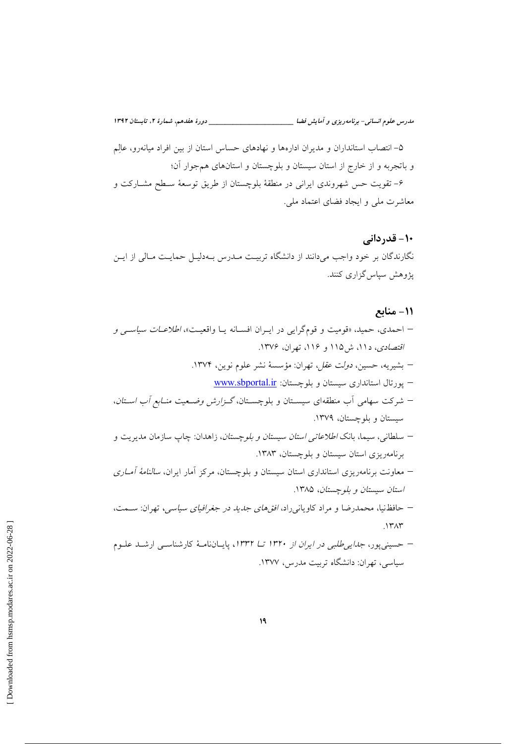۵- انتصاب استانداران و مدیران اداره‌ها و نهادهای حساس استان از بین افراد میانه‌رو، عالِم و باتجربه و از خارج از استان سیستان و بلوچستان و استان‌های هم‌جوار آن؛

۶- تقویت حس شهروندی ایرانی در منطقهٔ بلوچستان از طریق توسعهٔ سطح مشارکت و معاشرت ملی و ایجاد فضای اعتماد ملی.

## ۱۰- قدردانی

نگارندگان بر خود واجب می‌دانند از دانشگاه تربیت مدرس به‌دلیل حمایت مالی از این پژوهش سپاس‌گزاری کنند.

## ۱۱- منابع

- احمدی، حمید، «قومیت و قوم‌گرایی در ایران افسانه یا واقعیت»، *اطلاعات سیاسی و اقتصادی*، د ۱۱، ش۱۱۵ و ۱۱۶، تهران، ۱۳۷۶.
- بشیریه، حسین، *دولت عقل*، تهران: مؤسسهٔ نشر علوم نوین، ۱۳۷۴.
- پورتال استانداری سیستان و بلوچستان: www.sbportal.ir
- شرکت سهامی آب منطقه‌ای سیستان و بلوچستان، *گزارش وضعیت منابع آب استان*، سیستان و بلوچستان، ۱۳۷۹.
- سلطانی، سیما، بانک *اطلاعاتی استان سیستان و بلوچستان*، زاهدان: چاپ سازمان مدیریت و برنامه‌ریزی استان سیستان و بلوچستان، ۱۳۸۳.
- معاونت برنامه‌ریزی استانداری استان سیستان و بلوچستان، مرکز آمار ایران، *سالنامهٔ آماری استان سیستان و بلوچستان*، ۱۳۸۵.
- حافظ‌نیا، محمدرضا و مراد کاویانی‌راد، *افق‌های جدید در جغرافیای سیاسی*، تهران: سمت، ۱۳۸۳.
- حسینی‌پور، *جدایی‌طلبی در ایران از ۱۳۲۰ تا ۱۳۳۲*، پایان‌نامهٔ کارشناسی ارشد علوم سیاسی، تهران: دانشگاه تربیت مدرس، ۱۳۷۷.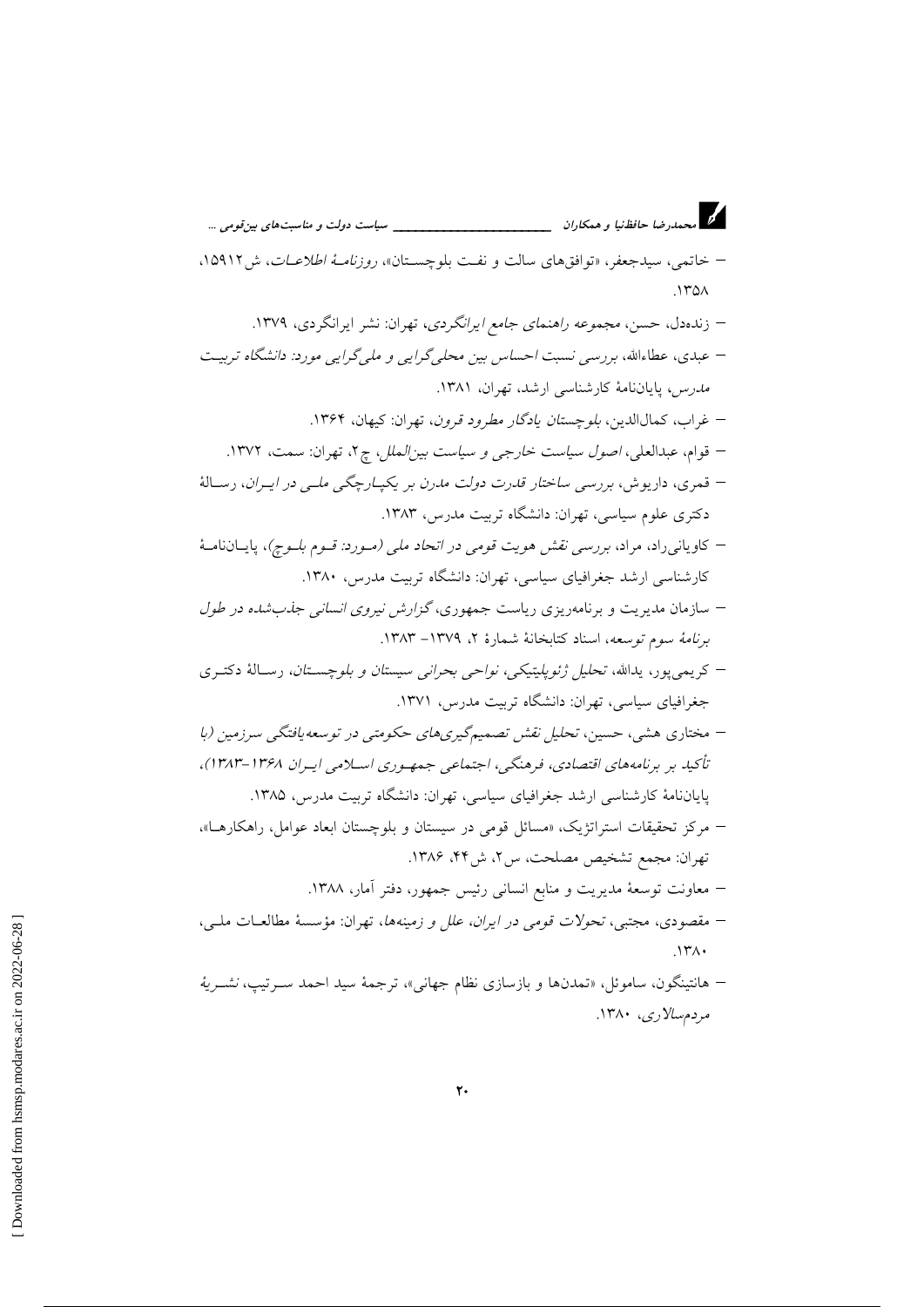- خاتمی، سیدجعفر، «توافق‌های سالت و نفت بلوچستان»، *روزنامهٔ اطلاعات*، ش۱۵۹۱۲، ۱۳۵۸.
- زنده‌دل، حسن، مجموعه *راهنمای جامع ایرانگردی*، تهران: نشر ایرانگردی، ۱۳۷۹.
- عبدی، عطاءالله، *بررسی نسبت احساس بین محلی‌گرایی و ملی‌گرایی مورد: دانشگاه تربیت مدرس*، پایان‌نامهٔ کارشناسی ارشد، تهران، ۱۳۸۱.
- غراب، کمال‌الدین، *بلوچستان یادگار مطرود قرون*، تهران: کیهان، ۱۳۶۴.
- قوام، عبدالعلی، *اصول سیاست خارجی و سیاست بین‌الملل*، چ۲، تهران: سمت، ۱۳۷۲.
- قمری، داریوش، *بررسی ساختار قدرت دولت مدرن بر یکپارچگی ملی در ایران*، رسالهٔ دکتری علوم سیاسی، تهران: دانشگاه تربیت مدرس، ۱۳۸۳.
- کاویانی‌راد، مراد، *بررسی نقش هویت قومی در اتحاد ملی (مورد: قوم بلوچ)*، پایان‌نامهٔ کارشناسی ارشد جغرافیای سیاسی، تهران: دانشگاه تربیت مدرس، ۱۳۸۰.
- سازمان مدیریت و برنامه‌ریزی ریاست جمهوری، *گزارش نیروی انسانی جذب‌شده در طول برنامهٔ سوم توسعه*، اسناد کتابخانهٔ شمارهٔ ۲، ۱۳۷۹- ۱۳۸۳.
- کریمی‌پور، یدالله، *تحلیل ژئوپلیتیکی، نواحی بحرانی سیستان و بلوچستان*، رسالهٔ دکتری جغرافیای سیاسی، تهران: دانشگاه تربیت مدرس، ۱۳۷۱.
- مختاری هشی، حسین، *تحلیل نقش تصمیم‌گیری‌های حکومتی در توسعه‌یافتگی سرزمین (با تأکید بر برنامه‌های اقتصادی، فرهنگی، اجتماعی جمهوری اسلامی ایران ۱۳۶۸-۱۳۸۳)*، پایان‌نامهٔ کارشناسی ارشد جغرافیای سیاسی، تهران: دانشگاه تربیت مدرس، ۱۳۸۵.
- مرکز تحقیقات استراتژیک، «مسائل قومی در سیستان و بلوچستان ابعاد عوامل، راهکارها»، تهران: مجمع تشخیص مصلحت، س۲، ش۴۴، ۱۳۸۶.
- معاونت توسعهٔ مدیریت و منابع انسانی رئیس جمهور، دفتر آمار، ۱۳۸۸.
- مقصودی، مجتبی، *تحولات قومی در ایران، علل و زمینه‌ها*، تهران: مؤسسهٔ مطالعات ملی، ۱۳۸۰.
- هانتینگون، ساموئل، «تمدن‌ها و بازسازی نظام جهانی»، ترجمهٔ سید احمد سرتیپ، *نشریهٔ مردم‌سالاری*، ۱۳۸۰.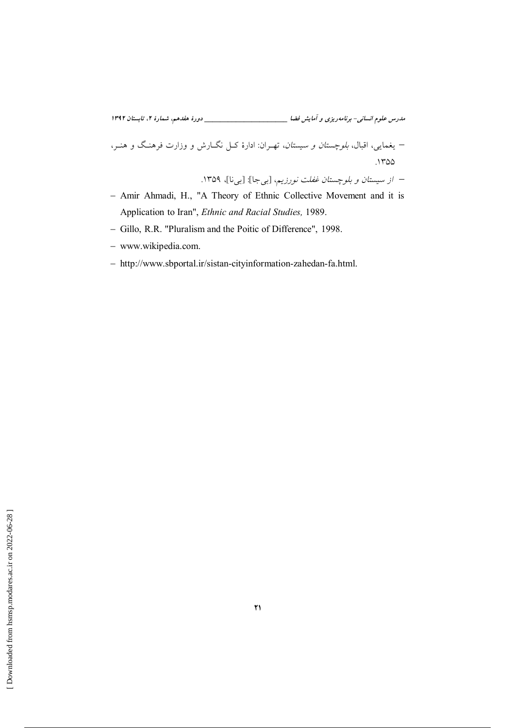- یغمایی، اقبال، *بلوچستان و سیستان*، تهران: ادارهٔ کل نگارش و وزارت فرهنگ و هنر، ۱۳۵۵.

- *از سیستان و بلوچستان غفلت نورزیم*، [بی‌جا]: [بی‌نا]، ۱۳۵۹.

- Amir Ahmadi, H., "A Theory of Ethnic Collective Movement and it is Application to Iran", *Ethnic and Racial Studies,* 1989.
- Gillo, R.R. "Pluralism and the Poitic of Difference", 1998.
- www.wikipedia.com.
- http://www.sbportal.ir/sistan-cityinformation-zahedan-fa.html.